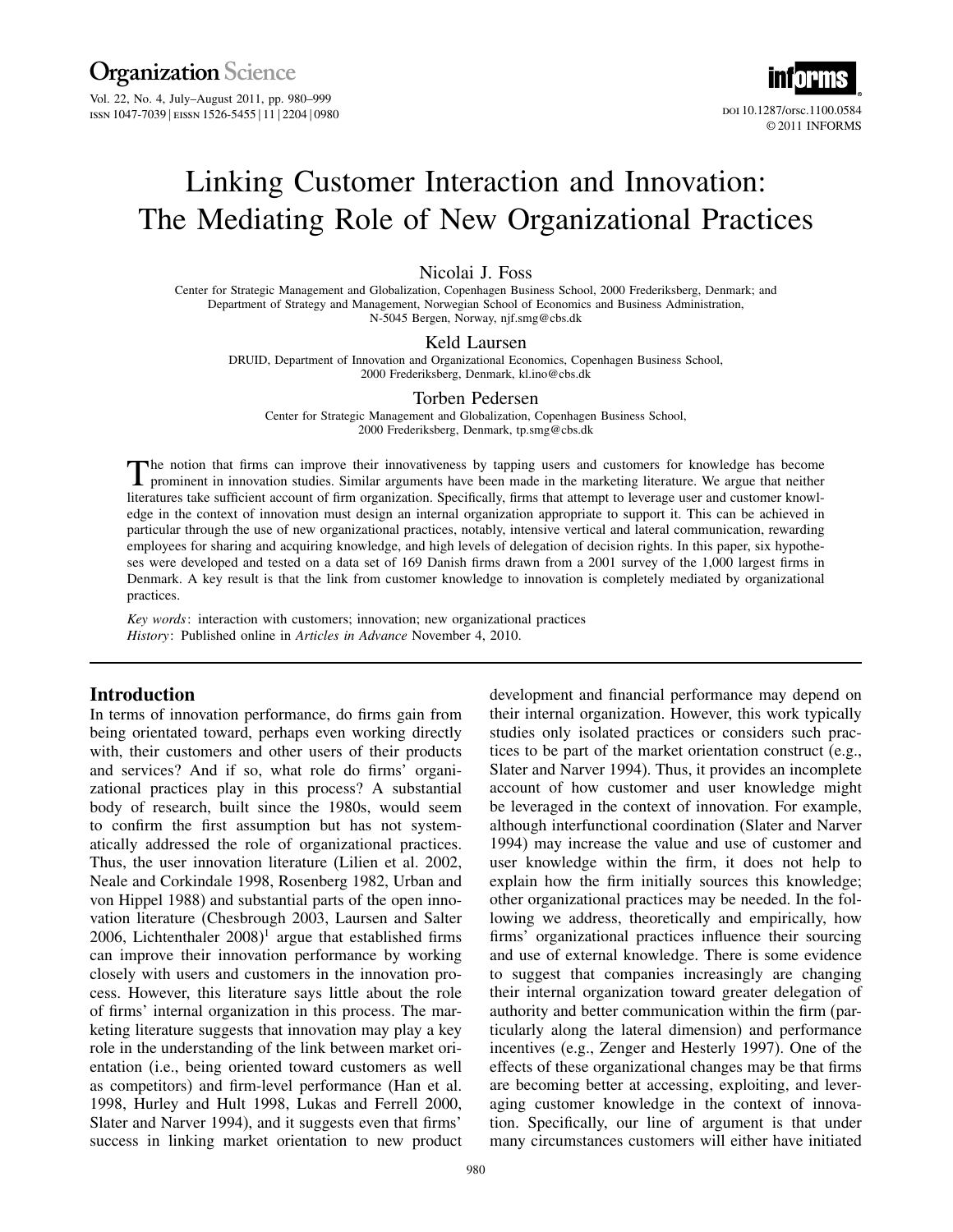# Linking Customer Interaction and Innovation: The Mediating Role of New Organizational Practices

Nicolai J. Foss

Center for Strategic Management and Globalization, Copenhagen Business School, 2000 Frederiksberg, Denmark; and Department of Strategy and Management, Norwegian School of Economics and Business Administration, N-5045 Bergen, Norway, njf.smg@cbs.dk

Keld Laursen

DRUID, Department of Innovation and Organizational Economics, Copenhagen Business School, 2000 Frederiksberg, Denmark, kl.ino@cbs.dk

Torben Pedersen

Center for Strategic Management and Globalization, Copenhagen Business School, 2000 Frederiksberg, Denmark, tp.smg@cbs.dk

The notion that firms can improve their innovativeness by tapping users and customers for knowledge has become prominent in innovation studies. Similar arguments have been made in the marketing literature. We argue that neither literatures take sufficient account of firm organization. Specifically, firms that attempt to leverage user and customer knowledge in the context of innovation must design an internal organization appropriate to support it. This can be achieved in particular through the use of new organizational practices, notably, intensive vertical and lateral communication, rewarding employees for sharing and acquiring knowledge, and high levels of delegation of decision rights. In this paper, six hypotheses were developed and tested on a data set of 169 Danish firms drawn from a 2001 survey of the 1,000 largest firms in Denmark. A key result is that the link from customer knowledge to innovation is completely mediated by organizational practices.

*Key words*: interaction with customers; innovation; new organizational practices
*History*: Published online in *Articles in Advance* November 4, 2010.

## Introduction

In terms of innovation performance, do firms gain from being orientated toward, perhaps even working directly with, their customers and other users of their products and services? And if so, what role do firms' organizational practices play in this process? A substantial body of research, built since the 1980s, would seem to confirm the first assumption but has not systematically addressed the role of organizational practices. Thus, the user innovation literature (Lilien et al. 2002, Neale and Corkindale 1998, Rosenberg 1982, Urban and von Hippel 1988) and substantial parts of the open innovation literature (Chesbrough 2003, Laursen and Salter 2006, Lichtenthaler 2008)[1] argue that established firms can improve their innovation performance by working closely with users and customers in the innovation process. However, this literature says little about the role of firms' internal organization in this process. The marketing literature suggests that innovation may play a key role in the understanding of the link between market orientation (i.e., being oriented toward customers as well as competitors) and firm-level performance (Han et al. 1998, Hurley and Hult 1998, Lukas and Ferrell 2000, Slater and Narver 1994), and it suggests even that firms' success in linking market orientation to new product development and financial performance may depend on their internal organization. However, this work typically studies only isolated practices or considers such practices to be part of the market orientation construct (e.g., Slater and Narver 1994). Thus, it provides an incomplete account of how customer and user knowledge might be leveraged in the context of innovation. For example, although interfunctional coordination (Slater and Narver 1994) may increase the value and use of customer and user knowledge within the firm, it does not help to explain how the firm initially sources this knowledge; other organizational practices may be needed. In the following we address, theoretically and empirically, how firms' organizational practices influence their sourcing and use of external knowledge. There is some evidence to suggest that companies increasingly are changing their internal organization toward greater delegation of authority and better communication within the firm (particularly along the lateral dimension) and performance incentives (e.g., Zenger and Hesterly 1997). One of the effects of these organizational changes may be that firms are becoming better at accessing, exploiting, and leveraging customer knowledge in the context of innovation. Specifically, our line of argument is that under many circumstances customers will either have initiated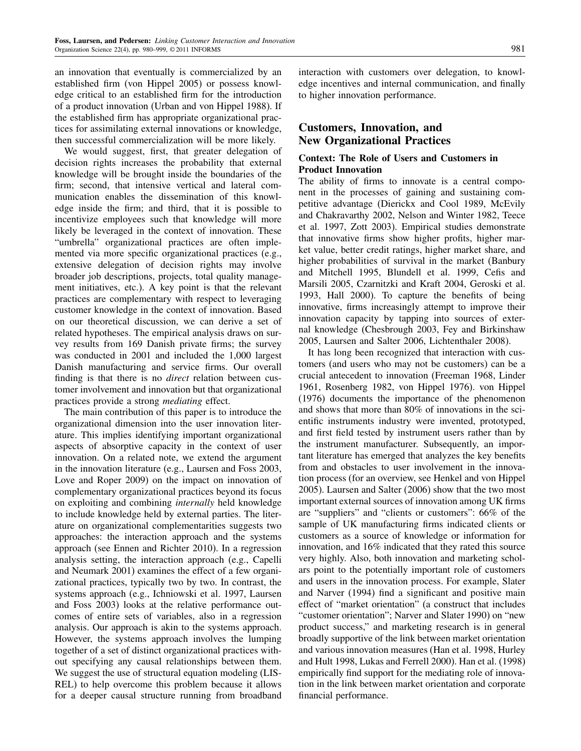an innovation that eventually is commercialized by an established firm (von Hippel 2005) or possess knowledge critical to an established firm for the introduction of a product innovation (Urban and von Hippel 1988). If the established firm has appropriate organizational practices for assimilating external innovations or knowledge, then successful commercialization will be more likely.

We would suggest, first, that greater delegation of decision rights increases the probability that external knowledge will be brought inside the boundaries of the firm; second, that intensive vertical and lateral communication enables the dissemination of this knowledge inside the firm; and third, that it is possible to incentivize employees such that knowledge will more likely be leveraged in the context of innovation. These "umbrella" organizational practices are often implemented via more specific organizational practices (e.g., extensive delegation of decision rights may involve broader job descriptions, projects, total quality management initiatives, etc.). A key point is that the relevant practices are complementary with respect to leveraging customer knowledge in the context of innovation. Based on our theoretical discussion, we can derive a set of related hypotheses. The empirical analysis draws on survey results from 169 Danish private firms; the survey was conducted in 2001 and included the 1,000 largest Danish manufacturing and service firms. Our overall finding is that there is no *direct* relation between customer involvement and innovation but that organizational practices provide a strong *mediating* effect.

The main contribution of this paper is to introduce the organizational dimension into the user innovation literature. This implies identifying important organizational aspects of absorptive capacity in the context of user innovation. On a related note, we extend the argument in the innovation literature (e.g., Laursen and Foss 2003, Love and Roper 2009) on the impact on innovation of complementary organizational practices beyond its focus on exploiting and combining *internally* held knowledge to include knowledge held by external parties. The literature on organizational complementarities suggests two approaches: the interaction approach and the systems approach (see Ennen and Richter 2010). In a regression analysis setting, the interaction approach (e.g., Capelli and Neumark 2001) examines the effect of a few organizational practices, typically two by two. In contrast, the systems approach (e.g., Ichniowski et al. 1997, Laursen and Foss 2003) looks at the relative performance outcomes of entire sets of variables, also in a regression analysis. Our approach is akin to the systems approach. However, the systems approach involves the lumping together of a set of distinct organizational practices without specifying any causal relationships between them. We suggest the use of structural equation modeling (LISREL) to help overcome this problem because it allows for a deeper causal structure running from broadband interaction with customers over delegation, to knowledge incentives and internal communication, and finally to higher innovation performance.

## Customers, Innovation, and New Organizational Practices

### Context: The Role of Users and Customers in Product Innovation

The ability of firms to innovate is a central component in the processes of gaining and sustaining competitive advantage (Dierickx and Cool 1989, McEvily and Chakravarthy 2002, Nelson and Winter 1982, Teece et al. 1997, Zott 2003). Empirical studies demonstrate that innovative firms show higher profits, higher market value, better credit ratings, higher market share, and higher probabilities of survival in the market (Banbury and Mitchell 1995, Blundell et al. 1999, Cefis and Marsili 2005, Czarnitzki and Kraft 2004, Geroski et al. 1993, Hall 2000). To capture the benefits of being innovative, firms increasingly attempt to improve their innovation capacity by tapping into sources of external knowledge (Chesbrough 2003, Fey and Birkinshaw 2005, Laursen and Salter 2006, Lichtenthaler 2008).

It has long been recognized that interaction with customers (and users who may not be customers) can be a crucial antecedent to innovation (Freeman 1968, Linder 1961, Rosenberg 1982, von Hippel 1976). von Hippel (1976) documents the importance of the phenomenon and shows that more than 80% of innovations in the scientific instruments industry were invented, prototyped, and first field tested by instrument users rather than by the instrument manufacturer. Subsequently, an important literature has emerged that analyzes the key benefits from and obstacles to user involvement in the innovation process (for an overview, see Henkel and von Hippel 2005). Laursen and Salter (2006) show that the two most important external sources of innovation among UK firms are "suppliers" and "clients or customers": 66% of the sample of UK manufacturing firms indicated clients or customers as a source of knowledge or information for innovation, and 16% indicated that they rated this source very highly. Also, both innovation and marketing scholars point to the potentially important role of customers and users in the innovation process. For example, Slater and Narver (1994) find a significant and positive main effect of "market orientation" (a construct that includes "customer orientation"; Narver and Slater 1990) on "new product success," and marketing research is in general broadly supportive of the link between market orientation and various innovation measures (Han et al. 1998, Hurley and Hult 1998, Lukas and Ferrell 2000). Han et al. (1998) empirically find support for the mediating role of innovation in the link between market orientation and corporate financial performance.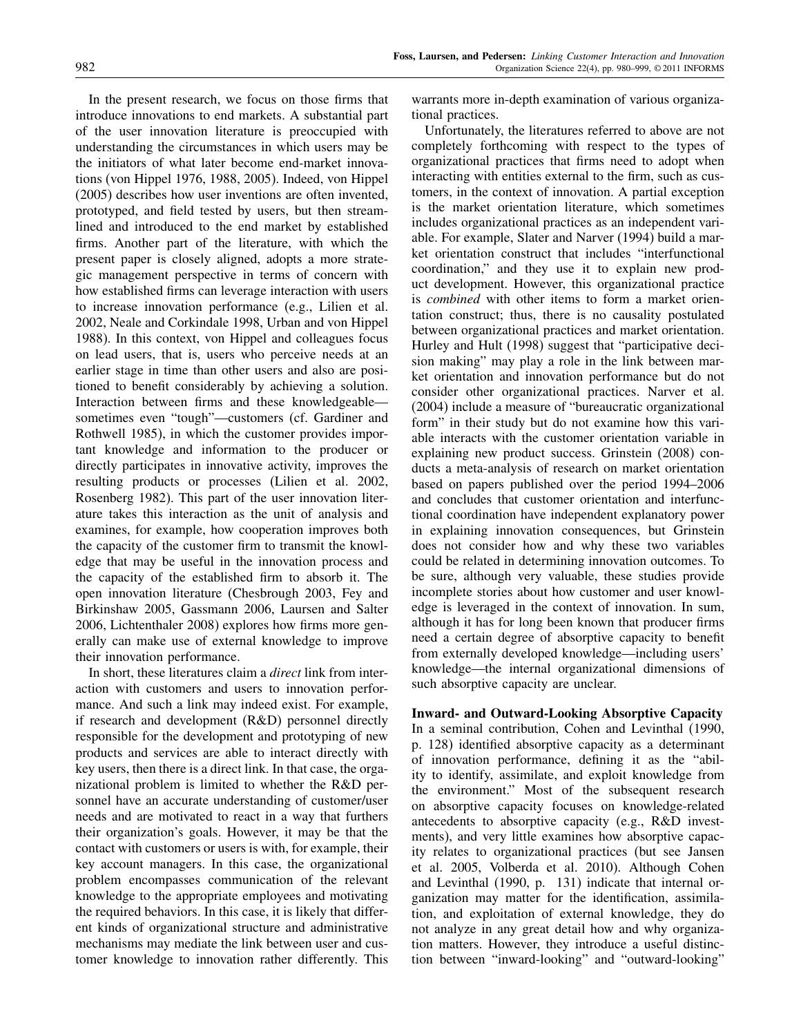In the present research, we focus on those firms that introduce innovations to end markets. A substantial part of the user innovation literature is preoccupied with understanding the circumstances in which users may be the initiators of what later become end-market innovations (von Hippel 1976, 1988, 2005). Indeed, von Hippel (2005) describes how user inventions are often invented, prototyped, and field tested by users, but then streamlined and introduced to the end market by established firms. Another part of the literature, with which the present paper is closely aligned, adopts a more strategic management perspective in terms of concern with how established firms can leverage interaction with users to increase innovation performance (e.g., Lilien et al. 2002, Neale and Corkindale 1998, Urban and von Hippel 1988). In this context, von Hippel and colleagues focus on lead users, that is, users who perceive needs at an earlier stage in time than other users and also are positioned to benefit considerably by achieving a solution. Interaction between firms and these knowledgeable—sometimes even "tough"—customers (cf. Gardiner and Rothwell 1985), in which the customer provides important knowledge and information to the producer or directly participates in innovative activity, improves the resulting products or processes (Lilien et al. 2002, Rosenberg 1982). This part of the user innovation literature takes this interaction as the unit of analysis and examines, for example, how cooperation improves both the capacity of the customer firm to transmit the knowledge that may be useful in the innovation process and the capacity of the established firm to absorb it. The open innovation literature (Chesbrough 2003, Fey and Birkinshaw 2005, Gassmann 2006, Laursen and Salter 2006, Lichtenthaler 2008) explores how firms more generally can make use of external knowledge to improve their innovation performance.

In short, these literatures claim a *direct* link from interaction with customers and users to innovation performance. And such a link may indeed exist. For example, if research and development (R&D) personnel directly responsible for the development and prototyping of new products and services are able to interact directly with key users, then there is a direct link. In that case, the organizational problem is limited to whether the R&D personnel have an accurate understanding of customer/user needs and are motivated to react in a way that furthers their organization's goals. However, it may be that the contact with customers or users is with, for example, their key account managers. In this case, the organizational problem encompasses communication of the relevant knowledge to the appropriate employees and motivating the required behaviors. In this case, it is likely that different kinds of organizational structure and administrative mechanisms may mediate the link between user and customer knowledge to innovation rather differently. This warrants more in-depth examination of various organizational practices.

Unfortunately, the literatures referred to above are not completely forthcoming with respect to the types of organizational practices that firms need to adopt when interacting with entities external to the firm, such as customers, in the context of innovation. A partial exception is the market orientation literature, which sometimes includes organizational practices as an independent variable. For example, Slater and Narver (1994) build a market orientation construct that includes "interfunctional coordination," and they use it to explain new product development. However, this organizational practice is *combined* with other items to form a market orientation construct; thus, there is no causality postulated between organizational practices and market orientation. Hurley and Hult (1998) suggest that "participative decision making" may play a role in the link between market orientation and innovation performance but do not consider other organizational practices. Narver et al. (2004) include a measure of "bureaucratic organizational form" in their study but do not examine how this variable interacts with the customer orientation variable in explaining new product success. Grinstein (2008) conducts a meta-analysis of research on market orientation based on papers published over the period 1994–2006 and concludes that customer orientation and interfunctional coordination have independent explanatory power in explaining innovation consequences, but Grinstein does not consider how and why these two variables could be related in determining innovation outcomes. To be sure, although very valuable, these studies provide incomplete stories about how customer and user knowledge is leveraged in the context of innovation. In sum, although it has for long been known that producer firms need a certain degree of absorptive capacity to benefit from externally developed knowledge—including users' knowledge—the internal organizational dimensions of such absorptive capacity are unclear.

## Inward- and Outward-Looking Absorptive Capacity

In a seminal contribution, Cohen and Levinthal (1990, p. 128) identified absorptive capacity as a determinant of innovation performance, defining it as the "ability to identify, assimilate, and exploit knowledge from the environment." Most of the subsequent research on absorptive capacity focuses on knowledge-related antecedents to absorptive capacity (e.g., R&D investments), and very little examines how absorptive capacity relates to organizational practices (but see Jansen et al. 2005, Volberda et al. 2010). Although Cohen and Levinthal (1990, p. 131) indicate that internal organization may matter for the identification, assimilation, and exploitation of external knowledge, they do not analyze in any great detail how and why organization matters. However, they introduce a useful distinction between "inward-looking" and "outward-looking"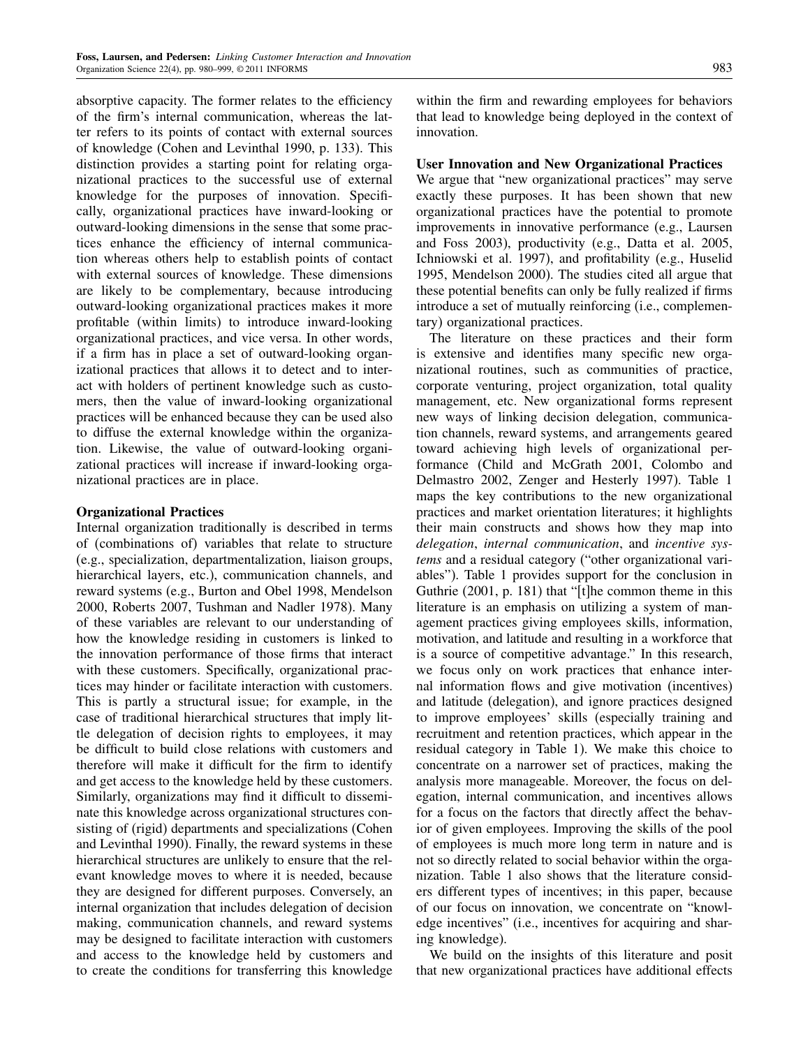absorptive capacity. The former relates to the efficiency of the firm's internal communication, whereas the latter refers to its points of contact with external sources of knowledge (Cohen and Levinthal 1990, p. 133). This distinction provides a starting point for relating organizational practices to the successful use of external knowledge for the purposes of innovation. Specifically, organizational practices have inward-looking or outward-looking dimensions in the sense that some practices enhance the efficiency of internal communication whereas others help to establish points of contact with external sources of knowledge. These dimensions are likely to be complementary, because introducing outward-looking organizational practices makes it more profitable (within limits) to introduce inward-looking organizational practices, and vice versa. In other words, if a firm has in place a set of outward-looking organizational practices that allows it to detect and to interact with holders of pertinent knowledge such as customers, then the value of inward-looking organizational practices will be enhanced because they can be used also to diffuse the external knowledge within the organization. Likewise, the value of outward-looking organizational practices will increase if inward-looking organizational practices are in place.

### Organizational Practices

Internal organization traditionally is described in terms of (combinations of) variables that relate to structure (e.g., specialization, departmentalization, liaison groups, hierarchical layers, etc.), communication channels, and reward systems (e.g., Burton and Obel 1998, Mendelson 2000, Roberts 2007, Tushman and Nadler 1978). Many of these variables are relevant to our understanding of how the knowledge residing in customers is linked to the innovation performance of those firms that interact with these customers. Specifically, organizational practices may hinder or facilitate interaction with customers. This is partly a structural issue; for example, in the case of traditional hierarchical structures that imply little delegation of decision rights to employees, it may be difficult to build close relations with customers and therefore will make it difficult for the firm to identify and get access to the knowledge held by these customers. Similarly, organizations may find it difficult to disseminate this knowledge across organizational structures consisting of (rigid) departments and specializations (Cohen and Levinthal 1990). Finally, the reward systems in these hierarchical structures are unlikely to ensure that the relevant knowledge moves to where it is needed, because they are designed for different purposes. Conversely, an internal organization that includes delegation of decision making, communication channels, and reward systems may be designed to facilitate interaction with customers and access to the knowledge held by customers and to create the conditions for transferring this knowledge within the firm and rewarding employees for behaviors that lead to knowledge being deployed in the context of innovation.

### User Innovation and New Organizational Practices

We argue that "new organizational practices" may serve exactly these purposes. It has been shown that new organizational practices have the potential to promote improvements in innovative performance (e.g., Laursen and Foss 2003), productivity (e.g., Datta et al. 2005, Ichniowski et al. 1997), and profitability (e.g., Huselid 1995, Mendelson 2000). The studies cited all argue that these potential benefits can only be fully realized if firms introduce a set of mutually reinforcing (i.e., complementary) organizational practices.

The literature on these practices and their form is extensive and identifies many specific new organizational routines, such as communities of practice, corporate venturing, project organization, total quality management, etc. New organizational forms represent new ways of linking decision delegation, communication channels, reward systems, and arrangements geared toward achieving high levels of organizational performance (Child and McGrath 2001, Colombo and Delmastro 2002, Zenger and Hesterly 1997). Table 1 maps the key contributions to the new organizational practices and market orientation literatures; it highlights their main constructs and shows how they map into *delegation*, *internal communication*, and *incentive systems* and a residual category ("other organizational variables"). Table 1 provides support for the conclusion in Guthrie (2001, p. 181) that "[t]he common theme in this literature is an emphasis on utilizing a system of management practices giving employees skills, information, motivation, and latitude and resulting in a workforce that is a source of competitive advantage." In this research, we focus only on work practices that enhance internal information flows and give motivation (incentives) and latitude (delegation), and ignore practices designed to improve employees' skills (especially training and recruitment and retention practices, which appear in the residual category in Table 1). We make this choice to concentrate on a narrower set of practices, making the analysis more manageable. Moreover, the focus on delegation, internal communication, and incentives allows for a focus on the factors that directly affect the behavior of given employees. Improving the skills of the pool of employees is much more long term in nature and is not so directly related to social behavior within the organization. Table 1 also shows that the literature considers different types of incentives; in this paper, because of our focus on innovation, we concentrate on "knowledge incentives" (i.e., incentives for acquiring and sharing knowledge).

We build on the insights of this literature and posit that new organizational practices have additional effects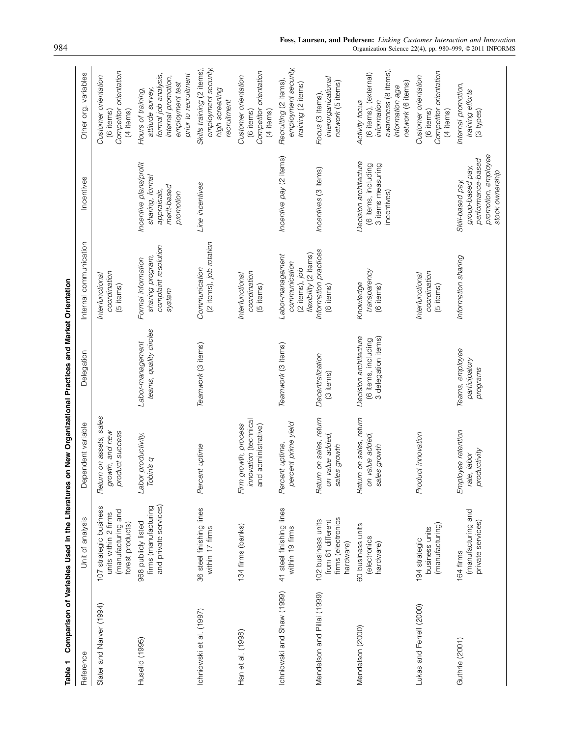**Table 1 Comparison of Variables Used in the Literatures on New Organizational Practices and Market Orientation**

| Reference | Unit of analysis | Dependent variable | Delegation | Internal communication | Incentives | Other org. variables |
|---|---|---|---|---|---|---|
| Slater and Narver (1994) | 107 strategic business units within 2 firms (manufacturing and forest products) | *Return on assets, sales growth, and new product success* | | *Interfunctional coordination* (5 items) | | *Customer orientation* (6 items) *Competitor orientation* (4 items) |
| Huselid (1995) | 968 publicly listed firms (manufacturing and private services) | *Labor productivity, Tobin's q* | *Labor-management teams, quality circles* | *Formal information sharing program, complaint resolution system* | *Incentive plans/profit sharing, formal appraisals, merit-based promotion* | *Hours of training, attitude survey, formal job analysis, internal promotion, employment test prior to recruitment* |
| Ichniowski et al. (1997) | 36 steel finishing lines within 17 firms | *Percent uptime* | *Teamwork* (3 items) | *Communication* (2 items), *job rotation* | *Line incentives* | *Skills training* (2 items), *employment security, high screening recruitment* |
| Han et al. (1998) | 134 firms (banks) | *Firm growth, process innovation (technical and administrative)* | | *Interfunctional coordination* (5 items) | | *Customer orientation* (6 items) *Competitor orientation* (4 items) |
| Ichniowski and Shaw (1999) | 41 steel finishing lines within 19 firms | *Percent uptime, percent prime yield* | *Teamwork* (3 items) | *Labor-management communication* (2 items), *job flexibility* (2 items) | *Incentive pay* (2 items) | *Recruiting* (2 items), *employment security, training* (2 items) |
| Mendelson and Pillai (1999) | 102 business units from 81 different firms (electronics hardware) | *Return on sales, return on value added, sales growth* | *Decentralization* (3 items) | *Information practices* (8 items) | *Incentives* (3 items) | *Focus* (3 items), *interorganizational network* (5 items) |
| Mendelson (2000) | 60 business units (electronics hardware) | *Return on sales, return on value added, sales growth* | *Decision architecture* (6 items, including 3 delegation items) | *Knowledge transparency* (6 items) | *Decision architecture* (6 items, including 3 items measuring incentives) | *Activity focus* (6 items), *(external) information awareness* (8 items), *information age network* (6 items) |
| Lukas and Ferrell (2000) | 194 strategic business units (manufacturing) | *Product innovation* | | *Interfunctional coordination* (5 items) | | *Customer orientation* (6 items) *Competitor orientation* (4 items) |
| Guthrie (2001) | 164 firms (manufacturing and private services) | *Employee retention rate, labor productivity* | *Teams, employee participatory programs* | *Information sharing* | *Skill-based pay, group-based pay, performance-based promotion, employee stock ownership* | *Internal promotion, training efforts* (3 types) |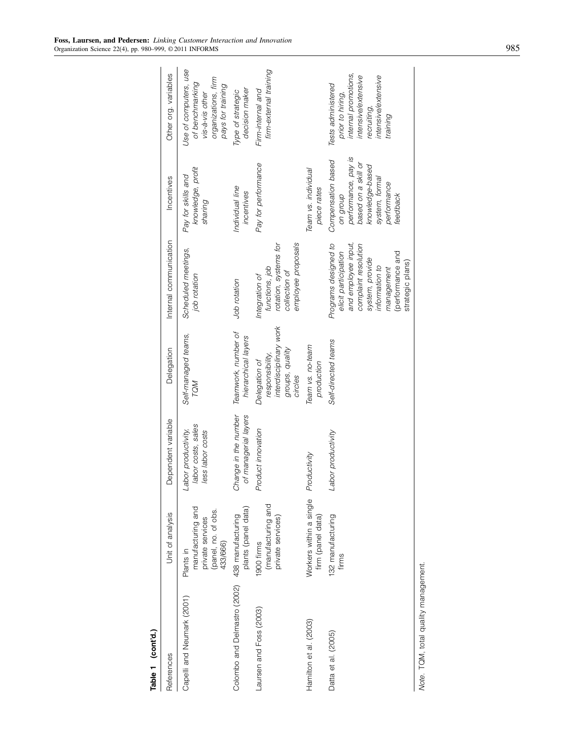**Table 1 (cont'd.)**

| References | Unit of analysis | Dependent variable | Delegation | Internal communication | Incentives | Other org. variables |
|---|---|---|---|---|---|---|
| Capelli and Neumark (2001) | Plants in manufacturing and private services (panel, no. of obs. 433/666) | *Labor productivity, labor costs, sales less labor costs* | *Self-managed teams, TQM* | *Scheduled meetings, job rotation* | *Pay for skills and knowledge, profit sharing* | *Use of computers, use of benchmarking vis-à-vis other organizations, firm pays for training* |
| Colombo and Delmastro (2002) | 438 manufacturing plants (panel data) | *Change in the number of managerial layers* | *Teamwork, number of hierarchical layers* | *Job rotation* | *Individual line incentives* | *Type of strategic decision maker* |
| Laursen and Foss (2003) | 1900 firms (manufacturing and private services) | *Product innovation* | *Delegation of responsibility, interdisciplinary work groups, quality circles* | *Integration of functions, job rotation, systems for collection of employee proposals* | *Pay for performance* | *Firm-internal and firm-external training* |
| Hamilton et al. (2003) | Workers within a single firm (panel data) | *Productivity* | *Team vs. no-team production* | | *Team vs. individual piece rates* | |
| Datta et al. (2005) | 132 manufacturing firms | *Labor productivity* | *Self-directed teams* | *Programs designed to elicit participation and employee input, complaint resolution system, provide information to management (performance and strategic plans)* | *Compensation based on group performance, pay is based on a skill or knowledge-based system, formal performance feedback* | *Tests administered prior to hiring, internal promotions, intensive/extensive recruiting, intensive/extensive training* |

*Note.* TQM, total quality management.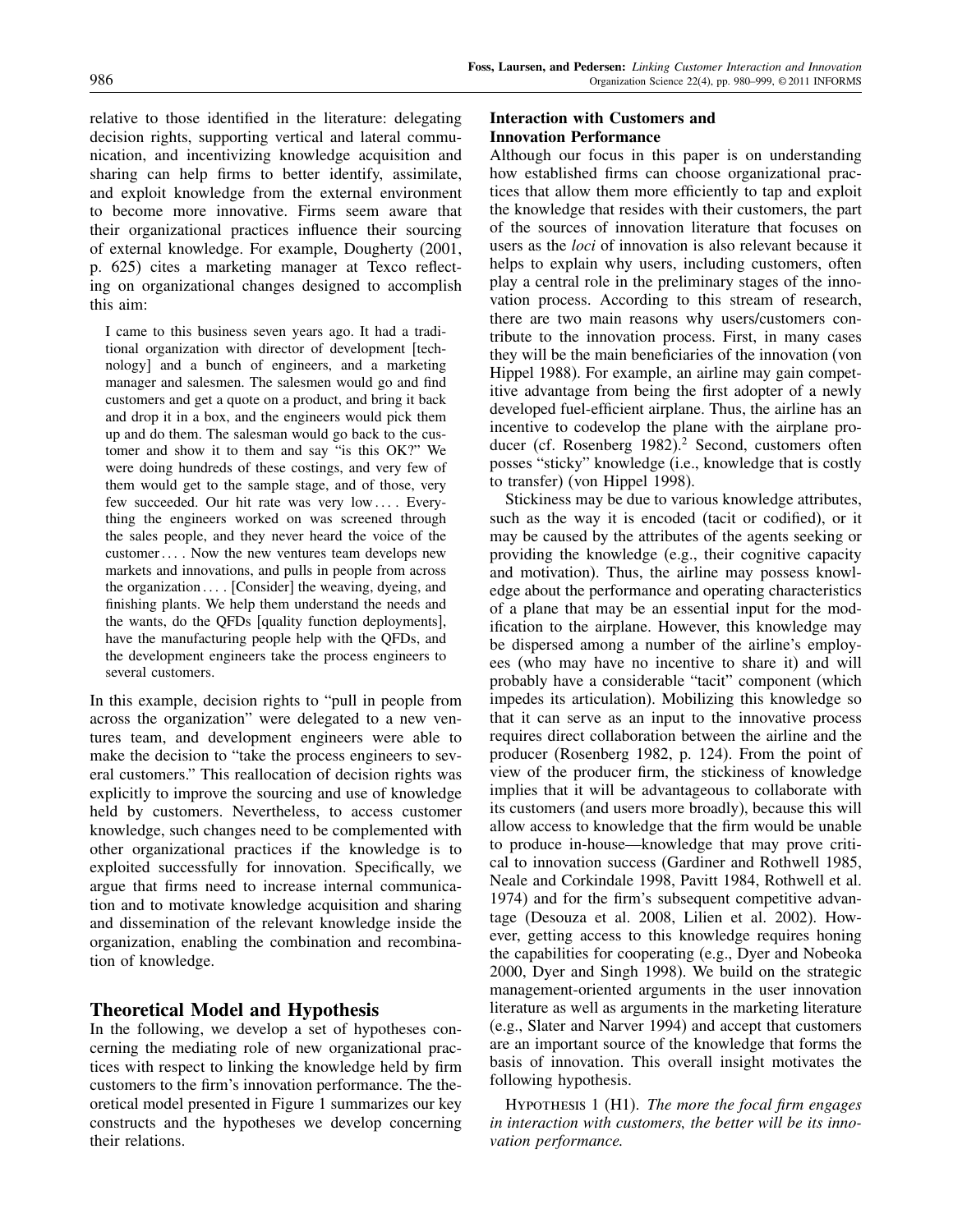relative to those identified in the literature: delegating decision rights, supporting vertical and lateral communication, and incentivizing knowledge acquisition and sharing can help firms to better identify, assimilate, and exploit knowledge from the external environment to become more innovative. Firms seem aware that their organizational practices influence their sourcing of external knowledge. For example, Dougherty (2001, p. 625) cites a marketing manager at Texco reflecting on organizational changes designed to accomplish this aim:

> I came to this business seven years ago. It had a traditional organization with director of development [technology] and a bunch of engineers, and a marketing manager and salesmen. The salesmen would go and find customers and get a quote on a product, and bring it back and drop it in a box, and the engineers would pick them up and do them. The salesman would go back to the customer and show it to them and say "is this OK?" We were doing hundreds of these costings, and very few of them would get to the sample stage, and of those, very few succeeded. Our hit rate was very low .... Everything the engineers worked on was screened through the sales people, and they never heard the voice of the customer .... Now the new ventures team develops new markets and innovations, and pulls in people from across the organization .... [Consider] the weaving, dyeing, and finishing plants. We help them understand the needs and the wants, do the QFDs [quality function deployments], have the manufacturing people help with the QFDs, and the development engineers take the process engineers to several customers.

In this example, decision rights to "pull in people from across the organization" were delegated to a new ventures team, and development engineers were able to make the decision to "take the process engineers to several customers." This reallocation of decision rights was explicitly to improve the sourcing and use of knowledge held by customers. Nevertheless, to access customer knowledge, such changes need to be complemented with other organizational practices if the knowledge is to exploited successfully for innovation. Specifically, we argue that firms need to increase internal communication and to motivate knowledge acquisition and sharing and dissemination of the relevant knowledge inside the organization, enabling the combination and recombination of knowledge.

## Theoretical Model and Hypothesis

In the following, we develop a set of hypotheses concerning the mediating role of new organizational practices with respect to linking the knowledge held by firm customers to the firm's innovation performance. The theoretical model presented in Figure 1 summarizes our key constructs and the hypotheses we develop concerning their relations.

### Interaction with Customers and Innovation Performance

Although our focus in this paper is on understanding how established firms can choose organizational practices that allow them more efficiently to tap and exploit the knowledge that resides with their customers, the part of the sources of innovation literature that focuses on users as the *loci* of innovation is also relevant because it helps to explain why users, including customers, often play a central role in the preliminary stages of the innovation process. According to this stream of research, there are two main reasons why users/customers contribute to the innovation process. First, in many cases they will be the main beneficiaries of the innovation (von Hippel 1988). For example, an airline may gain competitive advantage from being the first adopter of a newly developed fuel-efficient airplane. Thus, the airline has an incentive to codevelop the plane with the airplane producer (cf. Rosenberg 1982).[2] Second, customers often posses "sticky" knowledge (i.e., knowledge that is costly to transfer) (von Hippel 1998).

Stickiness may be due to various knowledge attributes, such as the way it is encoded (tacit or codified), or it may be caused by the attributes of the agents seeking or providing the knowledge (e.g., their cognitive capacity and motivation). Thus, the airline may possess knowledge about the performance and operating characteristics of a plane that may be an essential input for the modification to the airplane. However, this knowledge may be dispersed among a number of the airline's employees (who may have no incentive to share it) and will probably have a considerable "tacit" component (which impedes its articulation). Mobilizing this knowledge so that it can serve as an input to the innovative process requires direct collaboration between the airline and the producer (Rosenberg 1982, p. 124). From the point of view of the producer firm, the stickiness of knowledge implies that it will be advantageous to collaborate with its customers (and users more broadly), because this will allow access to knowledge that the firm would be unable to produce in-house—knowledge that may prove critical to innovation success (Gardiner and Rothwell 1985, Neale and Corkindale 1998, Pavitt 1984, Rothwell et al. 1974) and for the firm's subsequent competitive advantage (Desouza et al. 2008, Lilien et al. 2002). However, getting access to this knowledge requires honing the capabilities for cooperating (e.g., Dyer and Nobeoka 2000, Dyer and Singh 1998). We build on the strategic management-oriented arguments in the user innovation literature as well as arguments in the marketing literature (e.g., Slater and Narver 1994) and accept that customers are an important source of the knowledge that forms the basis of innovation. This overall insight motivates the following hypothesis.

Hypothesis 1 (H1). *The more the focal firm engages in interaction with customers, the better will be its innovation performance.*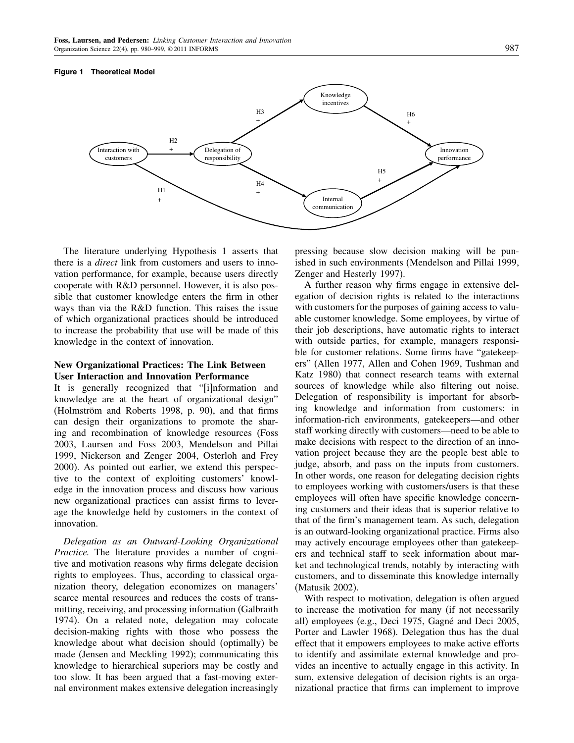**Figure 1 Theoretical Model**

The literature underlying Hypothesis 1 asserts that there is a *direct* link from customers and users to innovation performance, for example, because users directly cooperate with R&D personnel. However, it is also possible that customer knowledge enters the firm in other ways than via the R&D function. This raises the issue of which organizational practices should be introduced to increase the probability that use will be made of this knowledge in the context of innovation.

### New Organizational Practices: The Link Between User Interaction and Innovation Performance

It is generally recognized that "[i]nformation and knowledge are at the heart of organizational design" (Holmström and Roberts 1998, p. 90), and that firms can design their organizations to promote the sharing and recombination of knowledge resources (Foss 2003, Laursen and Foss 2003, Mendelson and Pillai 1999, Nickerson and Zenger 2004, Osterloh and Frey 2000). As pointed out earlier, we extend this perspective to the context of exploiting customers' knowledge in the innovation process and discuss how various new organizational practices can assist firms to leverage the knowledge held by customers in the context of innovation.

*Delegation as an Outward-Looking Organizational Practice.* The literature provides a number of cognitive and motivation reasons why firms delegate decision rights to employees. Thus, according to classical organization theory, delegation economizes on managers' scarce mental resources and reduces the costs of transmitting, receiving, and processing information (Galbraith 1974). On a related note, delegation may colocate decision-making rights with those who possess the knowledge about what decision should (optimally) be made (Jensen and Meckling 1992); communicating this knowledge to hierarchical superiors may be costly and too slow. It has been argued that a fast-moving external environment makes extensive delegation increasingly pressing because slow decision making will be punished in such environments (Mendelson and Pillai 1999, Zenger and Hesterly 1997).

A further reason why firms engage in extensive delegation of decision rights is related to the interactions with customers for the purposes of gaining access to valuable customer knowledge. Some employees, by virtue of their job descriptions, have automatic rights to interact with outside parties, for example, managers responsible for customer relations. Some firms have "gatekeepers" (Allen 1977, Allen and Cohen 1969, Tushman and Katz 1980) that connect research teams with external sources of knowledge while also filtering out noise. Delegation of responsibility is important for absorbing knowledge and information from customers: in information-rich environments, gatekeepers—and other staff working directly with customers—need to be able to make decisions with respect to the direction of an innovation project because they are the people best able to judge, absorb, and pass on the inputs from customers. In other words, one reason for delegating decision rights to employees working with customers/users is that these employees will often have specific knowledge concerning customers and their ideas that is superior relative to that of the firm's management team. As such, delegation is an outward-looking organizational practice. Firms also may actively encourage employees other than gatekeepers and technical staff to seek information about market and technological trends, notably by interacting with customers, and to disseminate this knowledge internally (Matusik 2002).

With respect to motivation, delegation is often argued to increase the motivation for many (if not necessarily all) employees (e.g., Deci 1975, Gagné and Deci 2005, Porter and Lawler 1968). Delegation thus has the dual effect that it empowers employees to make active efforts to identify and assimilate external knowledge and provides an incentive to actually engage in this activity. In sum, extensive delegation of decision rights is an organizational practice that firms can implement to improve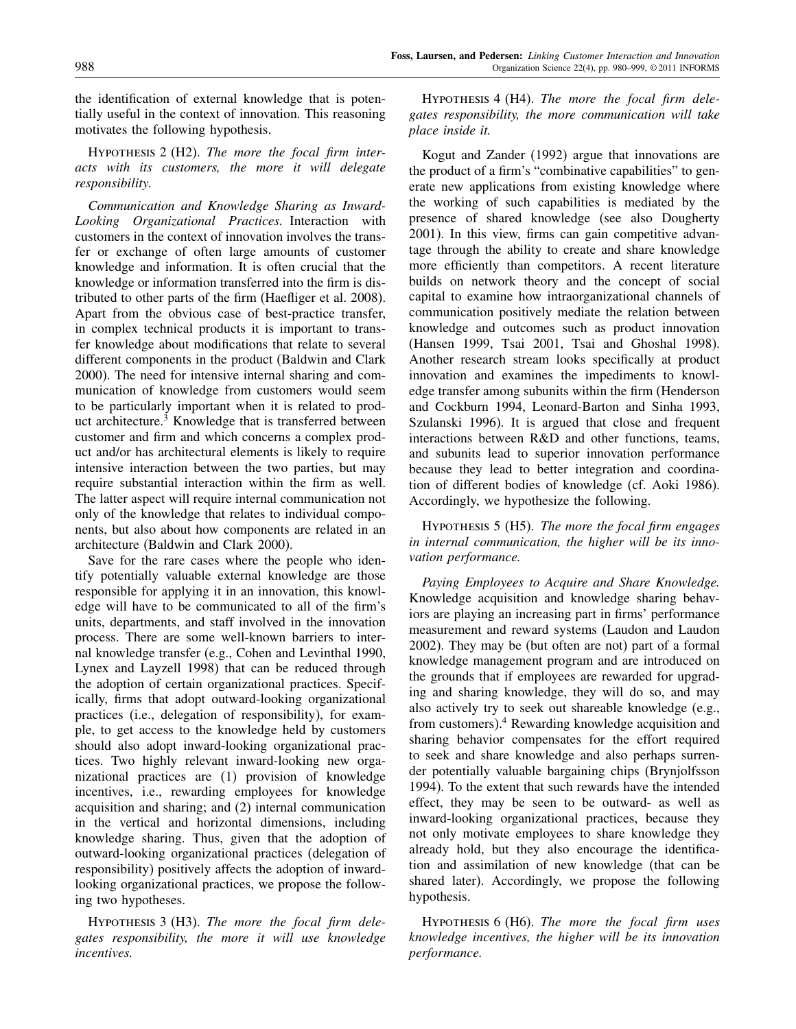the identification of external knowledge that is potentially useful in the context of innovation. This reasoning motivates the following hypothesis.

Hypothesis 2 (H2). *The more the focal firm interacts with its customers, the more it will delegate responsibility.*

*Communication and Knowledge Sharing as Inward-Looking Organizational Practices.* Interaction with customers in the context of innovation involves the transfer or exchange of often large amounts of customer knowledge and information. It is often crucial that the knowledge or information transferred into the firm is distributed to other parts of the firm (Haefliger et al. 2008). Apart from the obvious case of best-practice transfer, in complex technical products it is important to transfer knowledge about modifications that relate to several different components in the product (Baldwin and Clark 2000). The need for intensive internal sharing and communication of knowledge from customers would seem to be particularly important when it is related to product architecture.[3] Knowledge that is transferred between customer and firm and which concerns a complex product and/or has architectural elements is likely to require intensive interaction between the two parties, but may require substantial interaction within the firm as well. The latter aspect will require internal communication not only of the knowledge that relates to individual components, but also about how components are related in an architecture (Baldwin and Clark 2000).

Save for the rare cases where the people who identify potentially valuable external knowledge are those responsible for applying it in an innovation, this knowledge will have to be communicated to all of the firm's units, departments, and staff involved in the innovation process. There are some well-known barriers to internal knowledge transfer (e.g., Cohen and Levinthal 1990, Lynex and Layzell 1998) that can be reduced through the adoption of certain organizational practices. Specifically, firms that adopt outward-looking organizational practices (i.e., delegation of responsibility), for example, to get access to the knowledge held by customers should also adopt inward-looking organizational practices. Two highly relevant inward-looking new organizational practices are (1) provision of knowledge incentives, i.e., rewarding employees for knowledge acquisition and sharing; and (2) internal communication in the vertical and horizontal dimensions, including knowledge sharing. Thus, given that the adoption of outward-looking organizational practices (delegation of responsibility) positively affects the adoption of inward-looking organizational practices, we propose the following two hypotheses.

Hypothesis 3 (H3). *The more the focal firm delegates responsibility, the more it will use knowledge incentives.*

Hypothesis 4 (H4). *The more the focal firm delegates responsibility, the more communication will take place inside it.*

Kogut and Zander (1992) argue that innovations are the product of a firm's "combinative capabilities" to generate new applications from existing knowledge where the working of such capabilities is mediated by the presence of shared knowledge (see also Dougherty 2001). In this view, firms can gain competitive advantage through the ability to create and share knowledge more efficiently than competitors. A recent literature builds on network theory and the concept of social capital to examine how intraorganizational channels of communication positively mediate the relation between knowledge and outcomes such as product innovation (Hansen 1999, Tsai 2001, Tsai and Ghoshal 1998). Another research stream looks specifically at product innovation and examines the impediments to knowledge transfer among subunits within the firm (Henderson and Cockburn 1994, Leonard-Barton and Sinha 1993, Szulanski 1996). It is argued that close and frequent interactions between R&D and other functions, teams, and subunits lead to superior innovation performance because they lead to better integration and coordination of different bodies of knowledge (cf. Aoki 1986). Accordingly, we hypothesize the following.

Hypothesis 5 (H5). *The more the focal firm engages in internal communication, the higher will be its innovation performance.*

*Paying Employees to Acquire and Share Knowledge.* Knowledge acquisition and knowledge sharing behaviors are playing an increasing part in firms' performance measurement and reward systems (Laudon and Laudon 2002). They may be (but often are not) part of a formal knowledge management program and are introduced on the grounds that if employees are rewarded for upgrading and sharing knowledge, they will do so, and may also actively try to seek out shareable knowledge (e.g., from customers).[4] Rewarding knowledge acquisition and sharing behavior compensates for the effort required to seek and share knowledge and also perhaps surrender potentially valuable bargaining chips (Brynjolfsson 1994). To the extent that such rewards have the intended effect, they may be seen to be outward- as well as inward-looking organizational practices, because they not only motivate employees to share knowledge they already hold, but they also encourage the identification and assimilation of new knowledge (that can be shared later). Accordingly, we propose the following hypothesis.

Hypothesis 6 (H6). *The more the focal firm uses knowledge incentives, the higher will be its innovation performance.*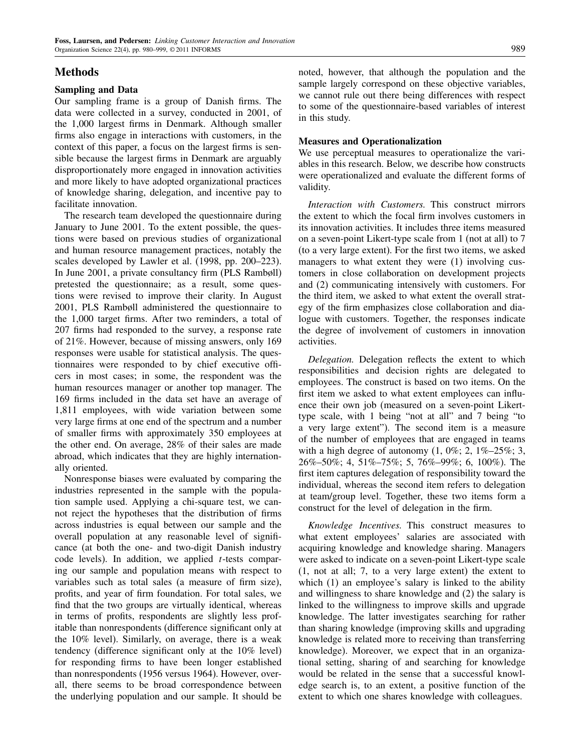## Methods

### Sampling and Data

Our sampling frame is a group of Danish firms. The data were collected in a survey, conducted in 2001, of the 1,000 largest firms in Denmark. Although smaller firms also engage in interactions with customers, in the context of this paper, a focus on the largest firms is sensible because the largest firms in Denmark are arguably disproportionately more engaged in innovation activities and more likely to have adopted organizational practices of knowledge sharing, delegation, and incentive pay to facilitate innovation.

The research team developed the questionnaire during January to June 2001. To the extent possible, the questions were based on previous studies of organizational and human resource management practices, notably the scales developed by Lawler et al. (1998, pp. 200–223). In June 2001, a private consultancy firm (PLS Rambøll) pretested the questionnaire; as a result, some questions were revised to improve their clarity. In August 2001, PLS Rambøll administered the questionnaire to the 1,000 target firms. After two reminders, a total of 207 firms had responded to the survey, a response rate of 21%. However, because of missing answers, only 169 responses were usable for statistical analysis. The questionnaires were responded to by chief executive officers in most cases; in some, the respondent was the human resources manager or another top manager. The 169 firms included in the data set have an average of 1,811 employees, with wide variation between some very large firms at one end of the spectrum and a number of smaller firms with approximately 350 employees at the other end. On average, 28% of their sales are made abroad, which indicates that they are highly internationally oriented.

Nonresponse biases were evaluated by comparing the industries represented in the sample with the population sample used. Applying a chi-square test, we cannot reject the hypotheses that the distribution of firms across industries is equal between our sample and the overall population at any reasonable level of significance (at both the one- and two-digit Danish industry code levels). In addition, we applied $t$-tests comparing our sample and population means with respect to variables such as total sales (a measure of firm size), profits, and year of firm foundation. For total sales, we find that the two groups are virtually identical, whereas in terms of profits, respondents are slightly less profitable than nonrespondents (difference significant only at the 10% level). Similarly, on average, there is a weak tendency (difference significant only at the 10% level) for responding firms to have been longer established than nonrespondents (1956 versus 1964). However, overall, there seems to be broad correspondence between the underlying population and our sample. It should be noted, however, that although the population and the sample largely correspond on these objective variables, we cannot rule out there being differences with respect to some of the questionnaire-based variables of interest in this study.

### Measures and Operationalization

We use perceptual measures to operationalize the variables in this research. Below, we describe how constructs were operationalized and evaluate the different forms of validity.

*Interaction with Customers.* This construct mirrors the extent to which the focal firm involves customers in its innovation activities. It includes three items measured on a seven-point Likert-type scale from 1 (not at all) to 7 (to a very large extent). For the first two items, we asked managers to what extent they were (1) involving customers in close collaboration on development projects and (2) communicating intensively with customers. For the third item, we asked to what extent the overall strategy of the firm emphasizes close collaboration and dialogue with customers. Together, the responses indicate the degree of involvement of customers in innovation activities.

*Delegation.* Delegation reflects the extent to which responsibilities and decision rights are delegated to employees. The construct is based on two items. On the first item we asked to what extent employees can influence their own job (measured on a seven-point Likert-type scale, with 1 being "not at all" and 7 being "to a very large extent"). The second item is a measure of the number of employees that are engaged in teams with a high degree of autonomy (1, 0%; 2, 1%–25%; 3, 26%–50%; 4, 51%–75%; 5, 76%–99%; 6, 100%). The first item captures delegation of responsibility toward the individual, whereas the second item refers to delegation at team/group level. Together, these two items form a construct for the level of delegation in the firm.

*Knowledge Incentives.* This construct measures to what extent employees' salaries are associated with acquiring knowledge and knowledge sharing. Managers were asked to indicate on a seven-point Likert-type scale (1, not at all; 7, to a very large extent) the extent to which (1) an employee's salary is linked to the ability and willingness to share knowledge and (2) the salary is linked to the willingness to improve skills and upgrade knowledge. The latter investigates searching for rather than sharing knowledge (improving skills and upgrading knowledge is related more to receiving than transferring knowledge). Moreover, we expect that in an organizational setting, sharing of and searching for knowledge would be related in the sense that a successful knowledge search is, to an extent, a positive function of the extent to which one shares knowledge with colleagues.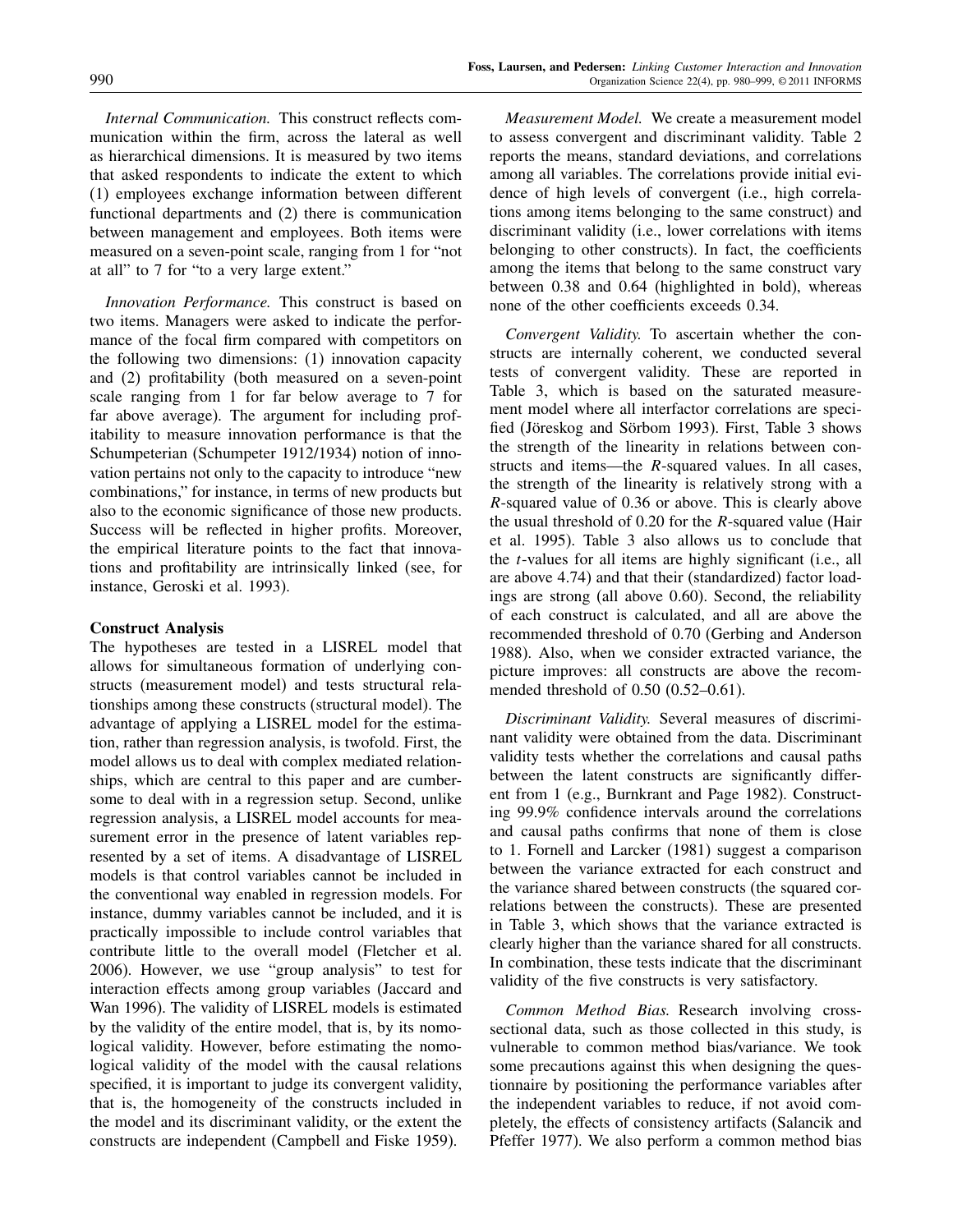*Internal Communication.* This construct reflects communication within the firm, across the lateral as well as hierarchical dimensions. It is measured by two items that asked respondents to indicate the extent to which (1) employees exchange information between different functional departments and (2) there is communication between management and employees. Both items were measured on a seven-point scale, ranging from 1 for "not at all" to 7 for "to a very large extent."

*Innovation Performance.* This construct is based on two items. Managers were asked to indicate the performance of the focal firm compared with competitors on the following two dimensions: (1) innovation capacity and (2) profitability (both measured on a seven-point scale ranging from 1 for far below average to 7 for far above average). The argument for including profitability to measure innovation performance is that the Schumpeterian (Schumpeter 1912/1934) notion of innovation pertains not only to the capacity to introduce "new combinations," for instance, in terms of new products but also to the economic significance of those new products. Success will be reflected in higher profits. Moreover, the empirical literature points to the fact that innovations and profitability are intrinsically linked (see, for instance, Geroski et al. 1993).

## Construct Analysis

The hypotheses are tested in a LISREL model that allows for simultaneous formation of underlying constructs (measurement model) and tests structural relationships among these constructs (structural model). The advantage of applying a LISREL model for the estimation, rather than regression analysis, is twofold. First, the model allows us to deal with complex mediated relationships, which are central to this paper and are cumbersome to deal with in a regression setup. Second, unlike regression analysis, a LISREL model accounts for measurement error in the presence of latent variables represented by a set of items. A disadvantage of LISREL models is that control variables cannot be included in the conventional way enabled in regression models. For instance, dummy variables cannot be included, and it is practically impossible to include control variables that contribute little to the overall model (Fletcher et al. 2006). However, we use "group analysis" to test for interaction effects among group variables (Jaccard and Wan 1996). The validity of LISREL models is estimated by the validity of the entire model, that is, by its nomological validity. However, before estimating the nomological validity of the model with the causal relations specified, it is important to judge its convergent validity, that is, the homogeneity of the constructs included in the model and its discriminant validity, or the extent the constructs are independent (Campbell and Fiske 1959).

*Measurement Model.* We create a measurement model to assess convergent and discriminant validity. Table 2 reports the means, standard deviations, and correlations among all variables. The correlations provide initial evidence of high levels of convergent (i.e., high correlations among items belonging to the same construct) and discriminant validity (i.e., lower correlations with items belonging to other constructs). In fact, the coefficients among the items that belong to the same construct vary between 0.38 and 0.64 (highlighted in bold), whereas none of the other coefficients exceeds 0.34.

*Convergent Validity.* To ascertain whether the constructs are internally coherent, we conducted several tests of convergent validity. These are reported in Table 3, which is based on the saturated measurement model where all interfactor correlations are specified (Jöreskog and Sörbom 1993). First, Table 3 shows the strength of the linearity in relations between constructs and items—the $R$-squared values. In all cases, the strength of the linearity is relatively strong with a $R$-squared value of 0.36 or above. This is clearly above the usual threshold of 0.20 for the $R$-squared value (Hair et al. 1995). Table 3 also allows us to conclude that the $t$-values for all items are highly significant (i.e., all are above 4.74) and that their (standardized) factor loadings are strong (all above 0.60). Second, the reliability of each construct is calculated, and all are above the recommended threshold of 0.70 (Gerbing and Anderson 1988). Also, when we consider extracted variance, the picture improves: all constructs are above the recommended threshold of 0.50 (0.52–0.61).

*Discriminant Validity.* Several measures of discriminant validity were obtained from the data. Discriminant validity tests whether the correlations and causal paths between the latent constructs are significantly different from 1 (e.g., Burnkrant and Page 1982). Constructing 99.9% confidence intervals around the correlations and causal paths confirms that none of them is close to 1. Fornell and Larcker (1981) suggest a comparison between the variance extracted for each construct and the variance shared between constructs (the squared correlations between the constructs). These are presented in Table 3, which shows that the variance extracted is clearly higher than the variance shared for all constructs. In combination, these tests indicate that the discriminant validity of the five constructs is very satisfactory.

*Common Method Bias.* Research involving cross-sectional data, such as those collected in this study, is vulnerable to common method bias/variance. We took some precautions against this when designing the questionnaire by positioning the performance variables after the independent variables to reduce, if not avoid completely, the effects of consistency artifacts (Salancik and Pfeffer 1977). We also perform a common method bias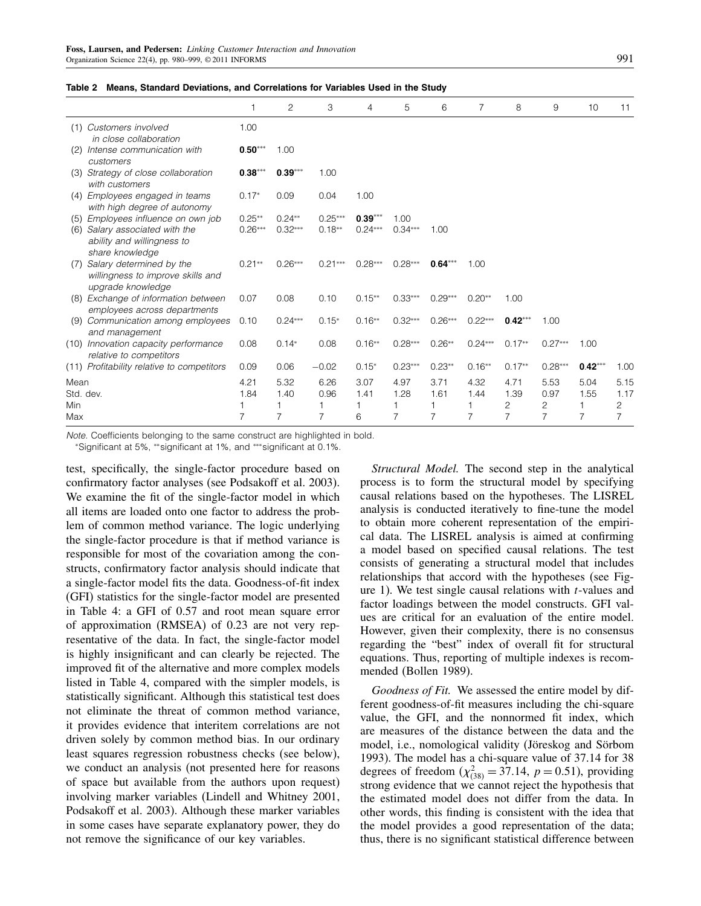**Table 2 Means, Standard Deviations, and Correlations for Variables Used in the Study**

| | 1 | 2 | 3 | 4 | 5 | 6 | 7 | 8 | 9 | 10 | 11 |
|---|---|---|---|---|---|---|---|---|---|---|---|
| (1) *Customers involved in close collaboration* | 1.00 | | | | | | | | | | |
| (2) *Intense communication with customers* | **0.50**\*\*\* | 1.00 | | | | | | | | | |
| (3) *Strategy of close collaboration with customers* | **0.38**\*\*\* | **0.39**\*\*\* | 1.00 | | | | | | | | |
| (4) *Employees engaged in teams with high degree of autonomy* | 0.17\* | 0.09 | 0.04 | 1.00 | | | | | | | |
| (5) *Employees influence on own job* | 0.25\*\* | 0.24\*\* | 0.25\*\*\* | **0.39**\*\*\* | 1.00 | | | | | | |
| (6) *Salary associated with the ability and willingness to share knowledge* | 0.26\*\*\* | 0.32\*\*\* | 0.18\*\* | 0.24\*\*\* | 0.34\*\*\* | 1.00 | | | | | |
| (7) *Salary determined by the willingness to improve skills and upgrade knowledge* | 0.21\*\* | 0.26\*\*\* | 0.21\*\*\* | 0.28\*\*\* | 0.28\*\*\* | **0.64**\*\*\* | 1.00 | | | | |
| (8) *Exchange of information between employees across departments* | 0.07 | 0.08 | 0.10 | 0.15\*\* | 0.33\*\*\* | 0.29\*\*\* | 0.20\*\* | 1.00 | | | |
| (9) *Communication among employees and management* | 0.10 | 0.24\*\*\* | 0.15\* | 0.16\*\* | 0.32\*\*\* | 0.26\*\*\* | 0.22\*\*\* | **0.42**\*\*\* | 1.00 | | |
| (10) *Innovation capacity performance relative to competitors* | 0.08 | 0.14\* | 0.08 | 0.16\*\* | 0.28\*\*\* | 0.26\*\* | 0.24\*\*\* | 0.17\*\* | 0.27\*\*\* | 1.00 | |
| (11) *Profitability relative to competitors* | 0.09 | 0.06 | −0.02 | 0.15\* | 0.23\*\*\* | 0.23\*\* | 0.16\*\* | 0.17\*\* | 0.28\*\*\* | **0.42**\*\*\* | 1.00 |
| Mean | 4.21 | 5.32 | 6.26 | 3.07 | 4.97 | 3.71 | 4.32 | 4.71 | 5.53 | 5.04 | 5.15 |
| Std. dev. | 1.84 | 1.40 | 0.96 | 1.41 | 1.28 | 1.61 | 1.44 | 1.39 | 0.97 | 1.55 | 1.17 |
| Min | 1 | 1 | 1 | 1 | 1 | 1 | 1 | 2 | 2 | 1 | 2 |
| Max | 7 | 7 | 7 | 6 | 7 | 7 | 7 | 7 | 7 | 7 | 7 |

*Note.* Coefficients belonging to the same construct are highlighted in bold.
\*Significant at 5%, \*\*significant at 1%, and \*\*\*significant at 0.1%.

test, specifically, the single-factor procedure based on confirmatory factor analyses (see Podsakoff et al. 2003). We examine the fit of the single-factor model in which all items are loaded onto one factor to address the problem of common method variance. The logic underlying the single-factor procedure is that if method variance is responsible for most of the covariation among the constructs, confirmatory factor analysis should indicate that a single-factor model fits the data. Goodness-of-fit index (GFI) statistics for the single-factor model are presented in Table 4: a GFI of 0.57 and root mean square error of approximation (RMSEA) of 0.23 are not very representative of the data. In fact, the single-factor model is highly insignificant and can clearly be rejected. The improved fit of the alternative and more complex models listed in Table 4, compared with the simpler models, is statistically significant. Although this statistical test does not eliminate the threat of common method variance, it provides evidence that interitem correlations are not driven solely by common method bias. In our ordinary least squares regression robustness checks (see below), we conduct an analysis (not presented here for reasons of space but available from the authors upon request) involving marker variables (Lindell and Whitney 2001, Podsakoff et al. 2003). Although these marker variables in some cases have separate explanatory power, they do not remove the significance of our key variables.

*Structural Model.* The second step in the analytical process is to form the structural model by specifying causal relations based on the hypotheses. The LISREL analysis is conducted iteratively to fine-tune the model to obtain more coherent representation of the empirical data. The LISREL analysis is aimed at confirming a model based on specified causal relations. The test consists of generating a structural model that includes relationships that accord with the hypotheses (see Figure 1). We test single causal relations with $t$-values and factor loadings between the model constructs. GFI values are critical for an evaluation of the entire model. However, given their complexity, there is no consensus regarding the "best" index of overall fit for structural equations. Thus, reporting of multiple indexes is recommended (Bollen 1989).

*Goodness of Fit.* We assessed the entire model by different goodness-of-fit measures including the chi-square value, the GFI, and the nonnormed fit index, which are measures of the distance between the data and the model, i.e., nomological validity (Jöreskog and Sörbom 1993). The model has a chi-square value of 37.14 for 38 degrees of freedom ($\chi^2_{(38)} = 37.14$, $p = 0.51$), providing strong evidence that we cannot reject the hypothesis that the estimated model does not differ from the data. In other words, this finding is consistent with the idea that the model provides a good representation of the data; thus, there is no significant statistical difference between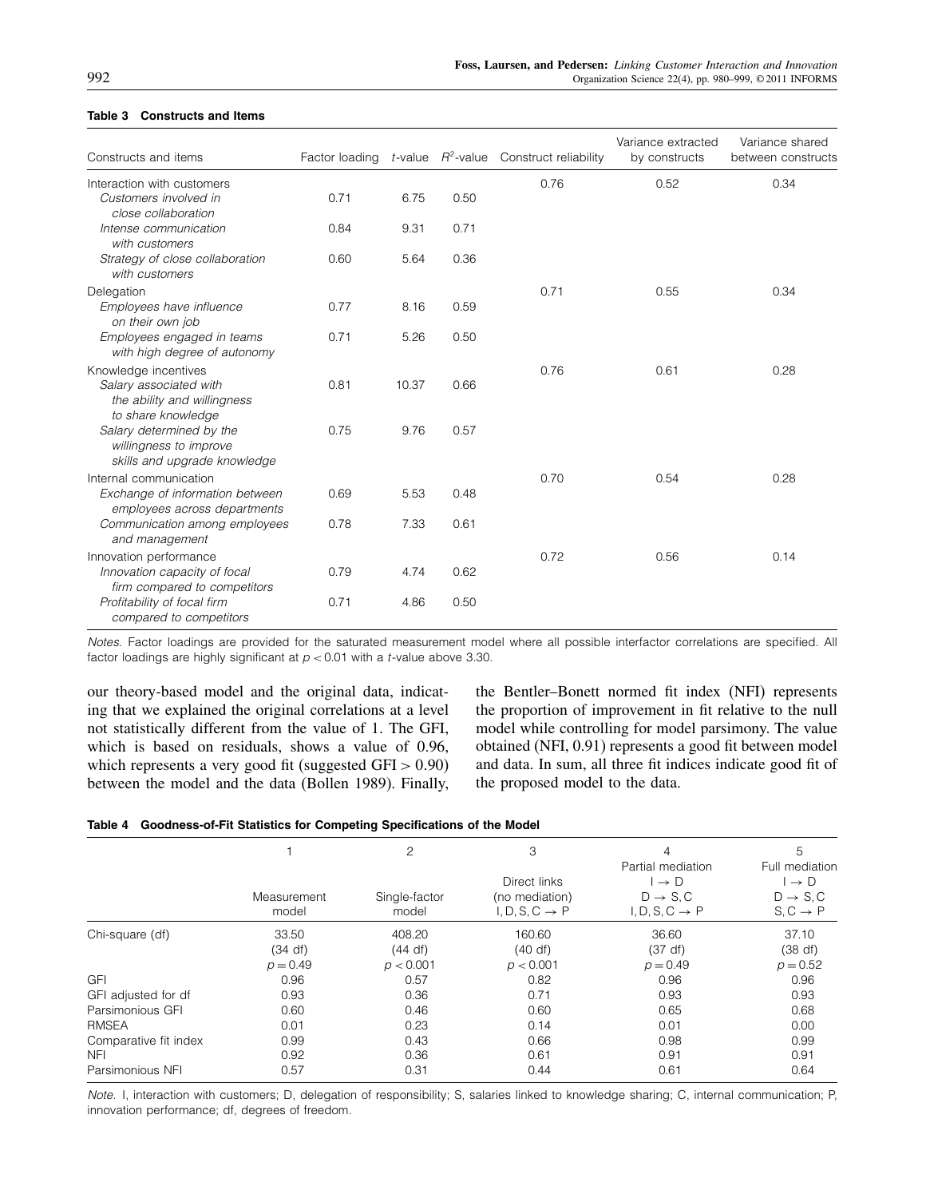**Table 3 Constructs and Items**

| Constructs and items | Factor loading | $t$-value | $R^2$-value | Construct reliability | Variance extracted by constructs | Variance shared between constructs |
|---|---|---|---|---|---|---|
| Interaction with customers | | | | 0.76 | 0.52 | 0.34 |
| *Customers involved in close collaboration* | 0.71 | 6.75 | 0.50 | | | |
| *Intense communication with customers* | 0.84 | 9.31 | 0.71 | | | |
| *Strategy of close collaboration with customers* | 0.60 | 5.64 | 0.36 | | | |
| Delegation | | | | 0.71 | 0.55 | 0.34 |
| *Employees have influence on their own job* | 0.77 | 8.16 | 0.59 | | | |
| *Employees engaged in teams with high degree of autonomy* | 0.71 | 5.26 | 0.50 | | | |
| Knowledge incentives | | | | 0.76 | 0.61 | 0.28 |
| *Salary associated with the ability and willingness to share knowledge* | 0.81 | 10.37 | 0.66 | | | |
| *Salary determined by the willingness to improve skills and upgrade knowledge* | 0.75 | 9.76 | 0.57 | | | |
| Internal communication | | | | 0.70 | 0.54 | 0.28 |
| *Exchange of information between employees across departments* | 0.69 | 5.53 | 0.48 | | | |
| *Communication among employees and management* | 0.78 | 7.33 | 0.61 | | | |
| Innovation performance | | | | 0.72 | 0.56 | 0.14 |
| *Innovation capacity of focal firm compared to competitors* | 0.79 | 4.74 | 0.62 | | | |
| *Profitability of focal firm compared to competitors* | 0.71 | 4.86 | 0.50 | | | |

*Notes.* Factor loadings are provided for the saturated measurement model where all possible interfactor correlations are specified. All factor loadings are highly significant at $p < 0.01$ with a $t$-value above 3.30.

our theory-based model and the original data, indicating that we explained the original correlations at a level not statistically different from the value of 1. The GFI, which is based on residuals, shows a value of 0.96, which represents a very good fit (suggested GFI $> 0.90$) between the model and the data (Bollen 1989). Finally, the Bentler–Bonett normed fit index (NFI) represents the proportion of improvement in fit relative to the null model while controlling for model parsimony. The value obtained (NFI, 0.91) represents a good fit between model and data. In sum, all three fit indices indicate good fit of the proposed model to the data.

**Table 4 Goodness-of-Fit Statistics for Competing Specifications of the Model**

| | 1 | 2 | 3 | 4 | 5 |
|---|---|---|---|---|---|
| | Measurement model | Single-factor model | Direct links (no mediation) I, D, S, C → P | Partial mediation I → D; D → S, C; I, D, S, C → P | Full mediation I → D; D → S, C; S, C → P |
| Chi-square (df) | 33.50 (34 df) $p = 0.49$ | 408.20 (44 df) $p < 0.001$ | 160.60 (40 df) $p < 0.001$ | 36.60 (37 df) $p = 0.49$ | 37.10 (38 df) $p = 0.52$ |
| GFI | 0.96 | 0.57 | 0.82 | 0.96 | 0.96 |
| GFI adjusted for df | 0.93 | 0.36 | 0.71 | 0.93 | 0.93 |
| Parsimonious GFI | 0.60 | 0.46 | 0.60 | 0.65 | 0.68 |
| RMSEA | 0.01 | 0.23 | 0.14 | 0.01 | 0.00 |
| Comparative fit index | 0.99 | 0.43 | 0.66 | 0.98 | 0.99 |
| NFI | 0.92 | 0.36 | 0.61 | 0.91 | 0.91 |
| Parsimonious NFI | 0.57 | 0.31 | 0.44 | 0.61 | 0.64 |

*Note.* I, interaction with customers; D, delegation of responsibility; S, salaries linked to knowledge sharing; C, internal communication; P, innovation performance; df, degrees of freedom.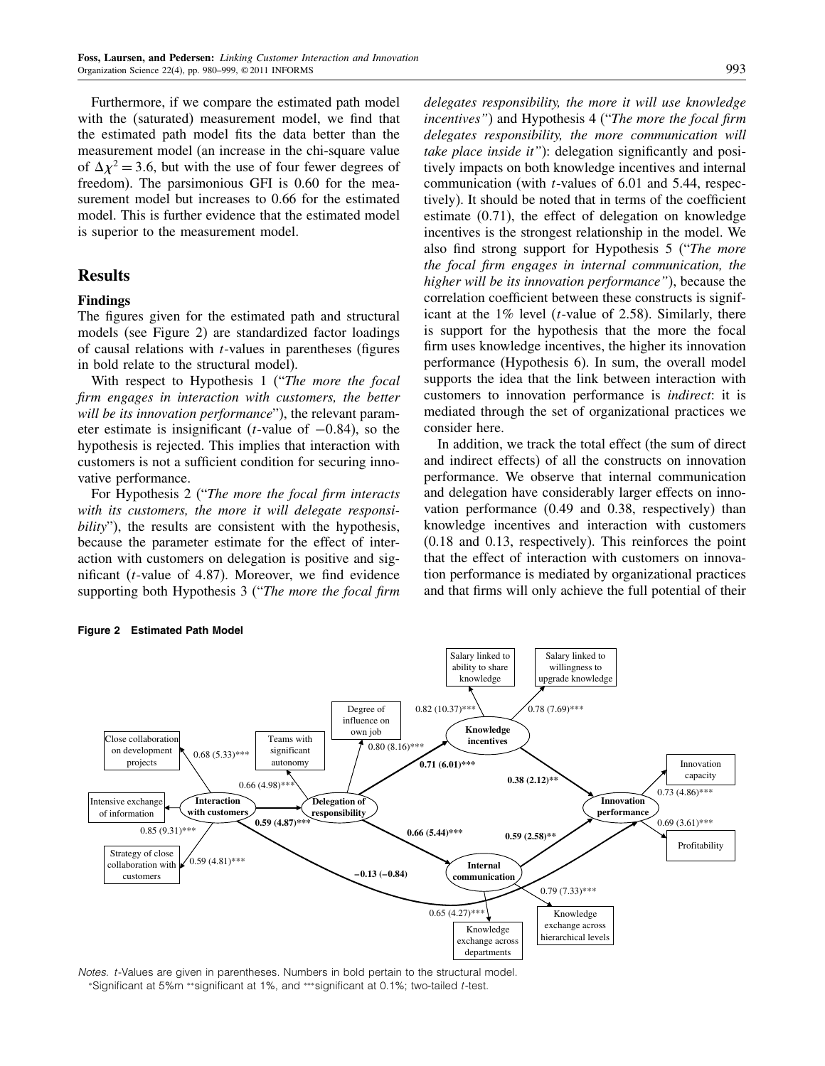Furthermore, if we compare the estimated path model with the (saturated) measurement model, we find that the estimated path model fits the data better than the measurement model (an increase in the chi-square value of $\Delta\chi^2 = 3.6$, but with the use of four fewer degrees of freedom). The parsimonious GFI is 0.60 for the measurement model but increases to 0.66 for the estimated model. This is further evidence that the estimated model is superior to the measurement model.

## Results

### Findings

The figures given for the estimated path and structural models (see Figure 2) are standardized factor loadings of causal relations with $t$-values in parentheses (figures in bold relate to the structural model).

With respect to Hypothesis 1 ("*The more the focal firm engages in interaction with customers, the better will be its innovation performance*"), the relevant parameter estimate is insignificant ($t$-value of $-0.84$), so the hypothesis is rejected. This implies that interaction with customers is not a sufficient condition for securing innovative performance.

For Hypothesis 2 ("*The more the focal firm interacts with its customers, the more it will delegate responsibility*"), the results are consistent with the hypothesis, because the parameter estimate for the effect of interaction with customers on delegation is positive and significant ($t$-value of 4.87). Moreover, we find evidence supporting both Hypothesis 3 ("*The more the focal firm delegates responsibility, the more it will use knowledge incentives"*) and Hypothesis 4 ("*The more the focal firm delegates responsibility, the more communication will take place inside it"*): delegation significantly and positively impacts on both knowledge incentives and internal communication (with $t$-values of 6.01 and 5.44, respectively). It should be noted that in terms of the coefficient estimate (0.71), the effect of delegation on knowledge incentives is the strongest relationship in the model. We also find strong support for Hypothesis 5 ("*The more the focal firm engages in internal communication, the higher will be its innovation performance"*), because the correlation coefficient between these constructs is significant at the 1% level ($t$-value of 2.58). Similarly, there is support for the hypothesis that the more the focal firm uses knowledge incentives, the higher its innovation performance (Hypothesis 6). In sum, the overall model supports the idea that the link between interaction with customers to innovation performance is *indirect*: it is mediated through the set of organizational practices we consider here.

In addition, we track the total effect (the sum of direct and indirect effects) of all the constructs on innovation performance. We observe that internal communication and delegation have considerably larger effects on innovation performance (0.49 and 0.38, respectively) than knowledge incentives and interaction with customers (0.18 and 0.13, respectively). This reinforces the point that the effect of interaction with customers on innovation performance is mediated by organizational practices and that firms will only achieve the full potential of their

**Figure 2 Estimated Path Model**

*Notes.* $t$-Values are given in parentheses. Numbers in bold pertain to the structural model.
*Significant at 5%m **significant at 1%, and ***significant at 0.1%; two-tailed $t$-test.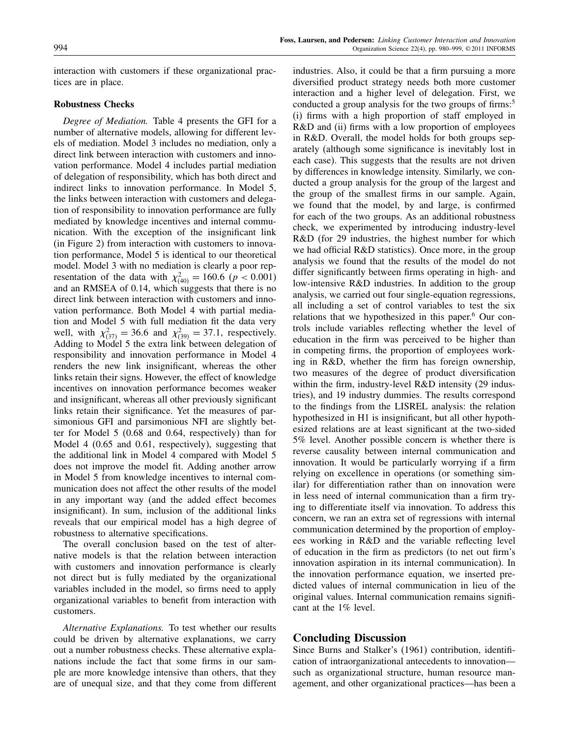interaction with customers if these organizational practices are in place.

### Robustness Checks

*Degree of Mediation.* Table 4 presents the GFI for a number of alternative models, allowing for different levels of mediation. Model 3 includes no mediation, only a direct link between interaction with customers and innovation performance. Model 4 includes partial mediation of delegation of responsibility, which has both direct and indirect links to innovation performance. In Model 5, the links between interaction with customers and delegation of responsibility to innovation performance are fully mediated by knowledge incentives and internal communication. With the exception of the insignificant link (in Figure 2) from interaction with customers to innovation performance, Model 5 is identical to our theoretical model. Model 3 with no mediation is clearly a poor representation of the data with $\chi^2_{(40)} = 160.6$ ($p < 0.001$) and an RMSEA of 0.14, which suggests that there is no direct link between interaction with customers and innovation performance. Both Model 4 with partial mediation and Model 5 with full mediation fit the data very well, with $\chi^2_{(37)} = 36.6$ and $\chi^2_{(39)} = 37.1$, respectively. Adding to Model 5 the extra link between delegation of responsibility and innovation performance in Model 4 renders the new link insignificant, whereas the other links retain their signs. However, the effect of knowledge incentives on innovation performance becomes weaker and insignificant, whereas all other previously significant links retain their significance. Yet the measures of parsimonious GFI and parsimonious NFI are slightly better for Model 5 (0.68 and 0.64, respectively) than for Model 4 (0.65 and 0.61, respectively), suggesting that the additional link in Model 4 compared with Model 5 does not improve the model fit. Adding another arrow in Model 5 from knowledge incentives to internal communication does not affect the other results of the model in any important way (and the added effect becomes insignificant). In sum, inclusion of the additional links reveals that our empirical model has a high degree of robustness to alternative specifications.

The overall conclusion based on the test of alternative models is that the relation between interaction with customers and innovation performance is clearly not direct but is fully mediated by the organizational variables included in the model, so firms need to apply organizational variables to benefit from interaction with customers.

*Alternative Explanations.* To test whether our results could be driven by alternative explanations, we carry out a number robustness checks. These alternative explanations include the fact that some firms in our sample are more knowledge intensive than others, that they are of unequal size, and that they come from different industries. Also, it could be that a firm pursuing a more diversified product strategy needs both more customer interaction and a higher level of delegation. First, we conducted a group analysis for the two groups of firms:[5] (i) firms with a high proportion of staff employed in R&D and (ii) firms with a low proportion of employees in R&D. Overall, the model holds for both groups separately (although some significance is inevitably lost in each case). This suggests that the results are not driven by differences in knowledge intensity. Similarly, we conducted a group analysis for the group of the largest and the group of the smallest firms in our sample. Again, we found that the model, by and large, is confirmed for each of the two groups. As an additional robustness check, we experimented by introducing industry-level R&D (for 29 industries, the highest number for which we had official R&D statistics). Once more, in the group analysis we found that the results of the model do not differ significantly between firms operating in high- and low-intensive R&D industries. In addition to the group analysis, we carried out four single-equation regressions, all including a set of control variables to test the six relations that we hypothesized in this paper.[6] Our controls include variables reflecting whether the level of education in the firm was perceived to be higher than in competing firms, the proportion of employees working in R&D, whether the firm has foreign ownership, two measures of the degree of product diversification within the firm, industry-level R&D intensity (29 industries), and 19 industry dummies. The results correspond to the findings from the LISREL analysis: the relation hypothesized in H1 is insignificant, but all other hypothesized relations are at least significant at the two-sided 5% level. Another possible concern is whether there is reverse causality between internal communication and innovation. It would be particularly worrying if a firm relying on excellence in operations (or something similar) for differentiation rather than on innovation were in less need of internal communication than a firm trying to differentiate itself via innovation. To address this concern, we ran an extra set of regressions with internal communication determined by the proportion of employees working in R&D and the variable reflecting level of education in the firm as predictors (to net out firm's innovation aspiration in its internal communication). In the innovation performance equation, we inserted predicted values of internal communication in lieu of the original values. Internal communication remains significant at the 1% level.

## Concluding Discussion

Since Burns and Stalker's (1961) contribution, identification of intraorganizational antecedents to innovation—such as organizational structure, human resource management, and other organizational practices—has been a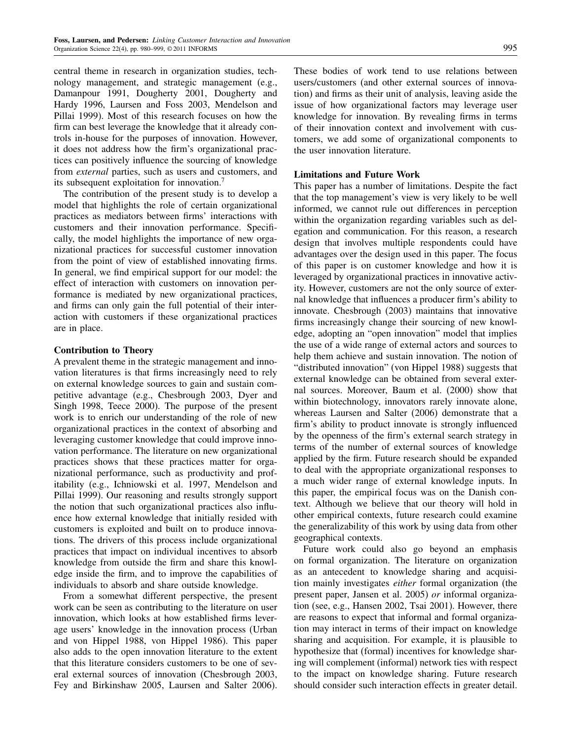central theme in research in organization studies, technology management, and strategic management (e.g., Damanpour 1991, Dougherty 2001, Dougherty and Hardy 1996, Laursen and Foss 2003, Mendelson and Pillai 1999). Most of this research focuses on how the firm can best leverage the knowledge that it already controls in-house for the purposes of innovation. However, it does not address how the firm's organizational practices can positively influence the sourcing of knowledge from *external* parties, such as users and customers, and its subsequent exploitation for innovation.[7]

The contribution of the present study is to develop a model that highlights the role of certain organizational practices as mediators between firms' interactions with customers and their innovation performance. Specifically, the model highlights the importance of new organizational practices for successful customer innovation from the point of view of established innovating firms. In general, we find empirical support for our model: the effect of interaction with customers on innovation performance is mediated by new organizational practices, and firms can only gain the full potential of their interaction with customers if these organizational practices are in place.

### Contribution to Theory

A prevalent theme in the strategic management and innovation literatures is that firms increasingly need to rely on external knowledge sources to gain and sustain competitive advantage (e.g., Chesbrough 2003, Dyer and Singh 1998, Teece 2000). The purpose of the present work is to enrich our understanding of the role of new organizational practices in the context of absorbing and leveraging customer knowledge that could improve innovation performance. The literature on new organizational practices shows that these practices matter for organizational performance, such as productivity and profitability (e.g., Ichniowski et al. 1997, Mendelson and Pillai 1999). Our reasoning and results strongly support the notion that such organizational practices also influence how external knowledge that initially resided with customers is exploited and built on to produce innovations. The drivers of this process include organizational practices that impact on individual incentives to absorb knowledge from outside the firm and share this knowledge inside the firm, and to improve the capabilities of individuals to absorb and share outside knowledge.

From a somewhat different perspective, the present work can be seen as contributing to the literature on user innovation, which looks at how established firms leverage users' knowledge in the innovation process (Urban and von Hippel 1988, von Hippel 1986). This paper also adds to the open innovation literature to the extent that this literature considers customers to be one of several external sources of innovation (Chesbrough 2003, Fey and Birkinshaw 2005, Laursen and Salter 2006). These bodies of work tend to use relations between users/customers (and other external sources of innovation) and firms as their unit of analysis, leaving aside the issue of how organizational factors may leverage user knowledge for innovation. By revealing firms in terms of their innovation context and involvement with customers, we add some of organizational components to the user innovation literature.

### Limitations and Future Work

This paper has a number of limitations. Despite the fact that the top management's view is very likely to be well informed, we cannot rule out differences in perception within the organization regarding variables such as delegation and communication. For this reason, a research design that involves multiple respondents could have advantages over the design used in this paper. The focus of this paper is on customer knowledge and how it is leveraged by organizational practices in innovative activity. However, customers are not the only source of external knowledge that influences a producer firm's ability to innovate. Chesbrough (2003) maintains that innovative firms increasingly change their sourcing of new knowledge, adopting an "open innovation" model that implies the use of a wide range of external actors and sources to help them achieve and sustain innovation. The notion of "distributed innovation" (von Hippel 1988) suggests that external knowledge can be obtained from several external sources. Moreover, Baum et al. (2000) show that within biotechnology, innovators rarely innovate alone, whereas Laursen and Salter (2006) demonstrate that a firm's ability to product innovate is strongly influenced by the openness of the firm's external search strategy in terms of the number of external sources of knowledge applied by the firm. Future research should be expanded to deal with the appropriate organizational responses to a much wider range of external knowledge inputs. In this paper, the empirical focus was on the Danish context. Although we believe that our theory will hold in other empirical contexts, future research could examine the generalizability of this work by using data from other geographical contexts.

Future work could also go beyond an emphasis on formal organization. The literature on organization as an antecedent to knowledge sharing and acquisition mainly investigates *either* formal organization (the present paper, Jansen et al. 2005) *or* informal organization (see, e.g., Hansen 2002, Tsai 2001). However, there are reasons to expect that informal and formal organization may interact in terms of their impact on knowledge sharing and acquisition. For example, it is plausible to hypothesize that (formal) incentives for knowledge sharing will complement (informal) network ties with respect to the impact on knowledge sharing. Future research should consider such interaction effects in greater detail.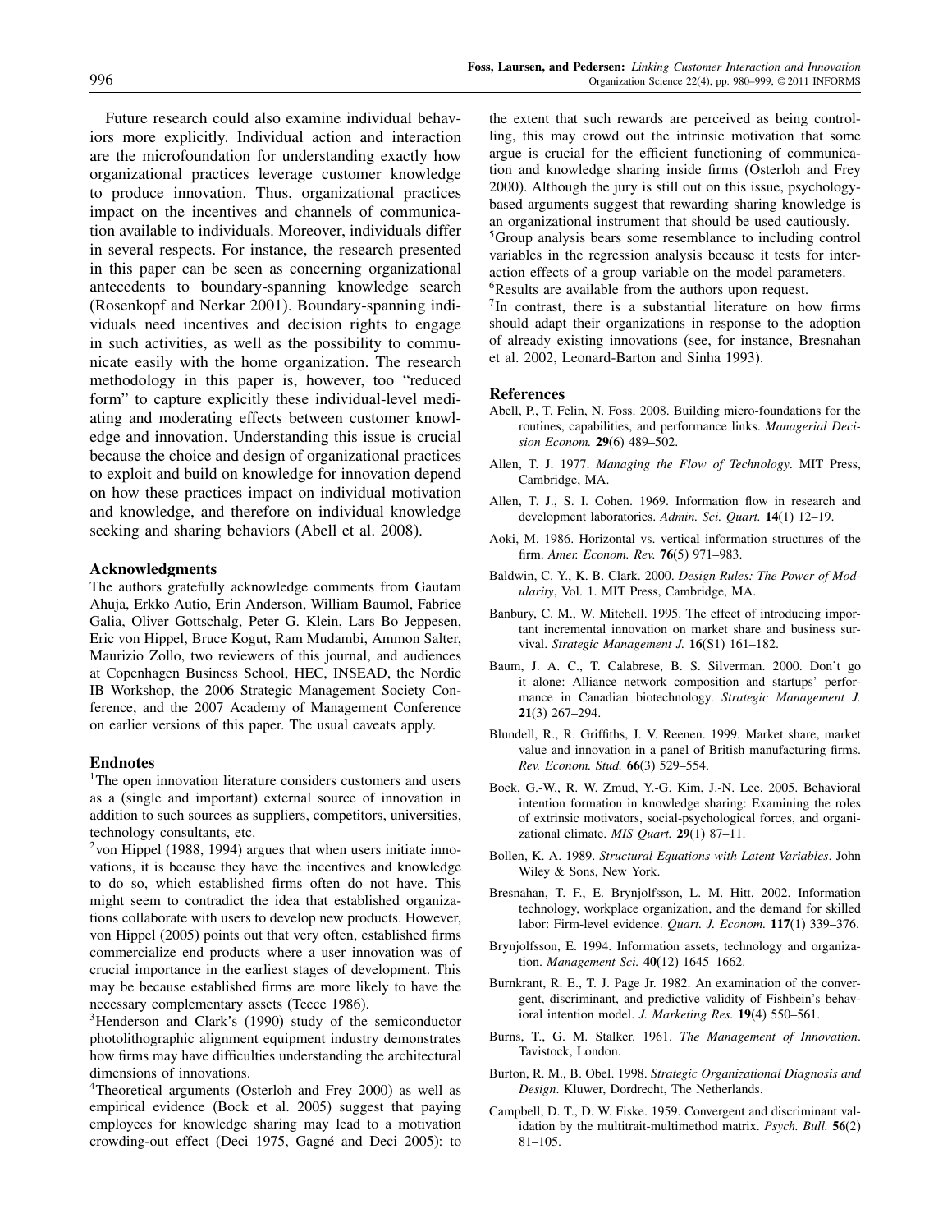Future research could also examine individual behaviors more explicitly. Individual action and interaction are the microfoundation for understanding exactly how organizational practices leverage customer knowledge to produce innovation. Thus, organizational practices impact on the incentives and channels of communication available to individuals. Moreover, individuals differ in several respects. For instance, the research presented in this paper can be seen as concerning organizational antecedents to boundary-spanning knowledge search (Rosenkopf and Nerkar 2001). Boundary-spanning individuals need incentives and decision rights to engage in such activities, as well as the possibility to communicate easily with the home organization. The research methodology in this paper is, however, too "reduced form" to capture explicitly these individual-level mediating and moderating effects between customer knowledge and innovation. Understanding this issue is crucial because the choice and design of organizational practices to exploit and build on knowledge for innovation depend on how these practices impact on individual motivation and knowledge, and therefore on individual knowledge seeking and sharing behaviors (Abell et al. 2008).

## Acknowledgments

The authors gratefully acknowledge comments from Gautam Ahuja, Erkko Autio, Erin Anderson, William Baumol, Fabrice Galia, Oliver Gottschalg, Peter G. Klein, Lars Bo Jeppesen, Eric von Hippel, Bruce Kogut, Ram Mudambi, Ammon Salter, Maurizio Zollo, two reviewers of this journal, and audiences at Copenhagen Business School, HEC, INSEAD, the Nordic IB Workshop, the 2006 Strategic Management Society Conference, and the 2007 Academy of Management Conference on earlier versions of this paper. The usual caveats apply.

## Endnotes

[1]The open innovation literature considers customers and users as a (single and important) external source of innovation in addition to such sources as suppliers, competitors, universities, technology consultants, etc.

[2]von Hippel (1988, 1994) argues that when users initiate innovations, it is because they have the incentives and knowledge to do so, which established firms often do not have. This might seem to contradict the idea that established organizations collaborate with users to develop new products. However, von Hippel (2005) points out that very often, established firms commercialize end products where a user innovation was of crucial importance in the earliest stages of development. This may be because established firms are more likely to have the necessary complementary assets (Teece 1986).

[3]Henderson and Clark's (1990) study of the semiconductor photolithographic alignment equipment industry demonstrates how firms may have difficulties understanding the architectural dimensions of innovations.

[4]Theoretical arguments (Osterloh and Frey 2000) as well as empirical evidence (Bock et al. 2005) suggest that paying employees for knowledge sharing may lead to a motivation crowding-out effect (Deci 1975, Gagné and Deci 2005): to the extent that such rewards are perceived as being controlling, this may crowd out the intrinsic motivation that some argue is crucial for the efficient functioning of communication and knowledge sharing inside firms (Osterloh and Frey 2000). Although the jury is still out on this issue, psychology-based arguments suggest that rewarding sharing knowledge is an organizational instrument that should be used cautiously.

[5]Group analysis bears some resemblance to including control variables in the regression analysis because it tests for interaction effects of a group variable on the model parameters.

[6]Results are available from the authors upon request.

[7]In contrast, there is a substantial literature on how firms should adapt their organizations in response to the adoption of already existing innovations (see, for instance, Bresnahan et al. 2002, Leonard-Barton and Sinha 1993).

## References

Abell, P., T. Felin, N. Foss. 2008. Building micro-foundations for the routines, capabilities, and performance links. *Managerial Decision Econom.* **29**(6) 489–502.

Allen, T. J. 1977. *Managing the Flow of Technology*. MIT Press, Cambridge, MA.

Allen, T. J., S. I. Cohen. 1969. Information flow in research and development laboratories. *Admin. Sci. Quart.* **14**(1) 12–19.

Aoki, M. 1986. Horizontal vs. vertical information structures of the firm. *Amer. Econom. Rev.* **76**(5) 971–983.

Baldwin, C. Y., K. B. Clark. 2000. *Design Rules: The Power of Modularity*, Vol. 1. MIT Press, Cambridge, MA.

Banbury, C. M., W. Mitchell. 1995. The effect of introducing important incremental innovation on market share and business survival. *Strategic Management J.* **16**(S1) 161–182.

Baum, J. A. C., T. Calabrese, B. S. Silverman. 2000. Don't go it alone: Alliance network composition and startups' performance in Canadian biotechnology. *Strategic Management J.* **21**(3) 267–294.

Blundell, R., R. Griffiths, J. V. Reenen. 1999. Market share, market value and innovation in a panel of British manufacturing firms. *Rev. Econom. Stud.* **66**(3) 529–554.

Bock, G.-W., R. W. Zmud, Y.-G. Kim, J.-N. Lee. 2005. Behavioral intention formation in knowledge sharing: Examining the roles of extrinsic motivators, social-psychological forces, and organizational climate. *MIS Quart.* **29**(1) 87–11.

Bollen, K. A. 1989. *Structural Equations with Latent Variables*. John Wiley & Sons, New York.

Bresnahan, T. F., E. Brynjolfsson, L. M. Hitt. 2002. Information technology, workplace organization, and the demand for skilled labor: Firm-level evidence. *Quart. J. Econom.* **117**(1) 339–376.

Brynjolfsson, E. 1994. Information assets, technology and organization. *Management Sci.* **40**(12) 1645–1662.

Burnkrant, R. E., T. J. Page Jr. 1982. An examination of the convergent, discriminant, and predictive validity of Fishbein's behavioral intention model. *J. Marketing Res.* **19**(4) 550–561.

Burns, T., G. M. Stalker. 1961. *The Management of Innovation*. Tavistock, London.

Burton, R. M., B. Obel. 1998. *Strategic Organizational Diagnosis and Design*. Kluwer, Dordrecht, The Netherlands.

Campbell, D. T., D. W. Fiske. 1959. Convergent and discriminant validation by the multitrait-multimethod matrix. *Psych. Bull.* **56**(2) 81–105.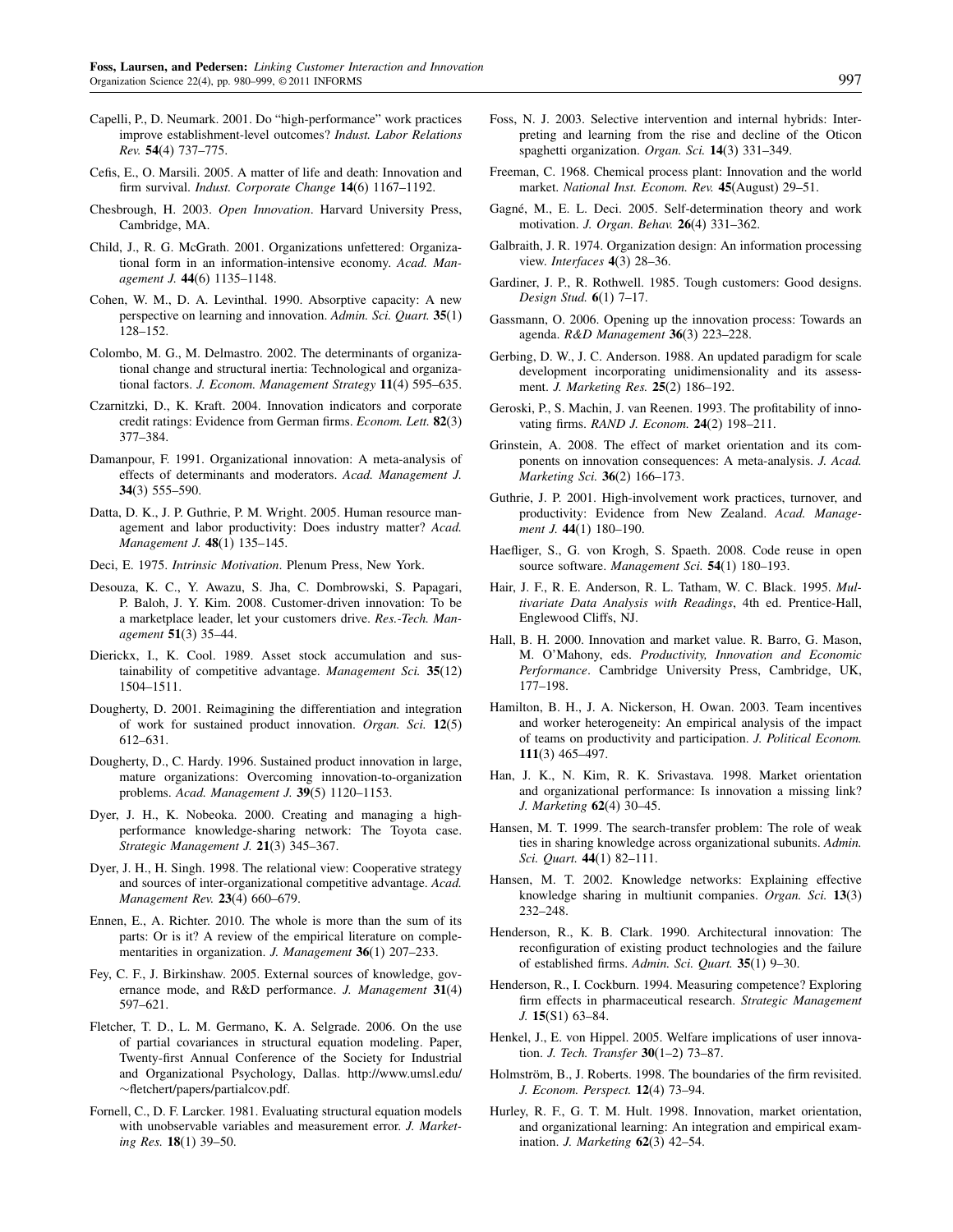Capelli, P., D. Neumark. 2001. Do "high-performance" work practices improve establishment-level outcomes? *Indust. Labor Relations Rev.* **54**(4) 737–775.

Cefis, E., O. Marsili. 2005. A matter of life and death: Innovation and firm survival. *Indust. Corporate Change* **14**(6) 1167–1192.

Chesbrough, H. 2003. *Open Innovation*. Harvard University Press, Cambridge, MA.

Child, J., R. G. McGrath. 2001. Organizations unfettered: Organizational form in an information-intensive economy. *Acad. Management J.* **44**(6) 1135–1148.

Cohen, W. M., D. A. Levinthal. 1990. Absorptive capacity: A new perspective on learning and innovation. *Admin. Sci. Quart.* **35**(1) 128–152.

Colombo, M. G., M. Delmastro. 2002. The determinants of organizational change and structural inertia: Technological and organizational factors. *J. Econom. Management Strategy* **11**(4) 595–635.

Czarnitzki, D., K. Kraft. 2004. Innovation indicators and corporate credit ratings: Evidence from German firms. *Econom. Lett.* **82**(3) 377–384.

Damanpour, F. 1991. Organizational innovation: A meta-analysis of effects of determinants and moderators. *Acad. Management J.* **34**(3) 555–590.

Datta, D. K., J. P. Guthrie, P. M. Wright. 2005. Human resource management and labor productivity: Does industry matter? *Acad. Management J.* **48**(1) 135–145.

Deci, E. 1975. *Intrinsic Motivation*. Plenum Press, New York.

Desouza, K. C., Y. Awazu, S. Jha, C. Dombrowski, S. Papagari, P. Baloh, J. Y. Kim. 2008. Customer-driven innovation: To be a marketplace leader, let your customers drive. *Res.-Tech. Management* **51**(3) 35–44.

Dierickx, I., K. Cool. 1989. Asset stock accumulation and sustainability of competitive advantage. *Management Sci.* **35**(12) 1504–1511.

Dougherty, D. 2001. Reimagining the differentiation and integration of work for sustained product innovation. *Organ. Sci.* **12**(5) 612–631.

Dougherty, D., C. Hardy. 1996. Sustained product innovation in large, mature organizations: Overcoming innovation-to-organization problems. *Acad. Management J.* **39**(5) 1120–1153.

Dyer, J. H., K. Nobeoka. 2000. Creating and managing a high-performance knowledge-sharing network: The Toyota case. *Strategic Management J.* **21**(3) 345–367.

Dyer, J. H., H. Singh. 1998. The relational view: Cooperative strategy and sources of inter-organizational competitive advantage. *Acad. Management Rev.* **23**(4) 660–679.

Ennen, E., A. Richter. 2010. The whole is more than the sum of its parts: Or is it? A review of the empirical literature on complementarities in organization. *J. Management* **36**(1) 207–233.

Fey, C. F., J. Birkinshaw. 2005. External sources of knowledge, governance mode, and R&D performance. *J. Management* **31**(4) 597–621.

Fletcher, T. D., L. M. Germano, K. A. Selgrade. 2006. On the use of partial covariances in structural equation modeling. Paper, Twenty-first Annual Conference of the Society for Industrial and Organizational Psychology, Dallas. http://www.umsl.edu/~fletchert/papers/partialcov.pdf.

Fornell, C., D. F. Larcker. 1981. Evaluating structural equation models with unobservable variables and measurement error. *J. Marketing Res.* **18**(1) 39–50.

Foss, N. J. 2003. Selective intervention and internal hybrids: Interpreting and learning from the rise and decline of the Oticon spaghetti organization. *Organ. Sci.* **14**(3) 331–349.

Freeman, C. 1968. Chemical process plant: Innovation and the world market. *National Inst. Econom. Rev.* **45**(August) 29–51.

Gagné, M., E. L. Deci. 2005. Self-determination theory and work motivation. *J. Organ. Behav.* **26**(4) 331–362.

Galbraith, J. R. 1974. Organization design: An information processing view. *Interfaces* **4**(3) 28–36.

Gardiner, J. P., R. Rothwell. 1985. Tough customers: Good designs. *Design Stud.* **6**(1) 7–17.

Gassmann, O. 2006. Opening up the innovation process: Towards an agenda. *R&D Management* **36**(3) 223–228.

Gerbing, D. W., J. C. Anderson. 1988. An updated paradigm for scale development incorporating unidimensionality and its assessment. *J. Marketing Res.* **25**(2) 186–192.

Geroski, P., S. Machin, J. van Reenen. 1993. The profitability of innovating firms. *RAND J. Econom.* **24**(2) 198–211.

Grinstein, A. 2008. The effect of market orientation and its components on innovation consequences: A meta-analysis. *J. Acad. Marketing Sci.* **36**(2) 166–173.

Guthrie, J. P. 2001. High-involvement work practices, turnover, and productivity: Evidence from New Zealand. *Acad. Management J.* **44**(1) 180–190.

Haefliger, S., G. von Krogh, S. Spaeth. 2008. Code reuse in open source software. *Management Sci.* **54**(1) 180–193.

Hair, J. F., R. E. Anderson, R. L. Tatham, W. C. Black. 1995. *Multivariate Data Analysis with Readings*, 4th ed. Prentice-Hall, Englewood Cliffs, NJ.

Hall, B. H. 2000. Innovation and market value. R. Barro, G. Mason, M. O'Mahony, eds. *Productivity, Innovation and Economic Performance*. Cambridge University Press, Cambridge, UK, 177–198.

Hamilton, B. H., J. A. Nickerson, H. Owan. 2003. Team incentives and worker heterogeneity: An empirical analysis of the impact of teams on productivity and participation. *J. Political Econom.* **111**(3) 465–497.

Han, J. K., N. Kim, R. K. Srivastava. 1998. Market orientation and organizational performance: Is innovation a missing link? *J. Marketing* **62**(4) 30–45.

Hansen, M. T. 1999. The search-transfer problem: The role of weak ties in sharing knowledge across organizational subunits. *Admin. Sci. Quart.* **44**(1) 82–111.

Hansen, M. T. 2002. Knowledge networks: Explaining effective knowledge sharing in multiunit companies. *Organ. Sci.* **13**(3) 232–248.

Henderson, R., K. B. Clark. 1990. Architectural innovation: The reconfiguration of existing product technologies and the failure of established firms. *Admin. Sci. Quart.* **35**(1) 9–30.

Henderson, R., I. Cockburn. 1994. Measuring competence? Exploring firm effects in pharmaceutical research. *Strategic Management J.* **15**(S1) 63–84.

Henkel, J., E. von Hippel. 2005. Welfare implications of user innovation. *J. Tech. Transfer* **30**(1–2) 73–87.

Holmström, B., J. Roberts. 1998. The boundaries of the firm revisited. *J. Econom. Perspect.* **12**(4) 73–94.

Hurley, R. F., G. T. M. Hult. 1998. Innovation, market orientation, and organizational learning: An integration and empirical examination. *J. Marketing* **62**(3) 42–54.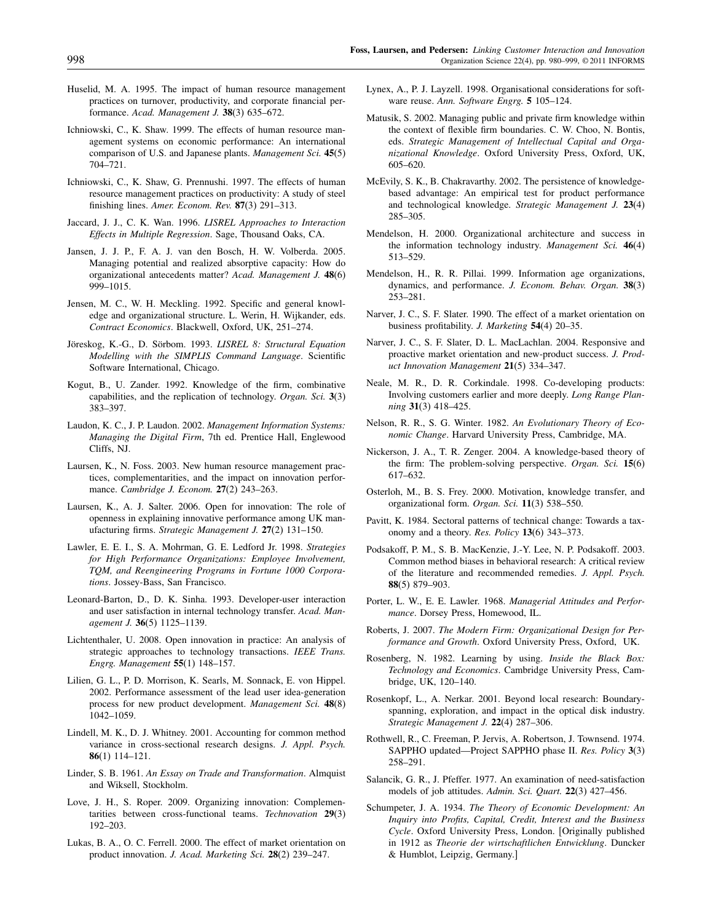Huselid, M. A. 1995. The impact of human resource management practices on turnover, productivity, and corporate financial performance. *Acad. Management J.* **38**(3) 635–672.

Ichniowski, C., K. Shaw. 1999. The effects of human resource management systems on economic performance: An international comparison of U.S. and Japanese plants. *Management Sci.* **45**(5) 704–721.

Ichniowski, C., K. Shaw, G. Prennushi. 1997. The effects of human resource management practices on productivity: A study of steel finishing lines. *Amer. Econom. Rev.* **87**(3) 291–313.

Jaccard, J. J., C. K. Wan. 1996. *LISREL Approaches to Interaction Effects in Multiple Regression*. Sage, Thousand Oaks, CA.

Jansen, J. J. P., F. A. J. van den Bosch, H. W. Volberda. 2005. Managing potential and realized absorptive capacity: How do organizational antecedents matter? *Acad. Management J.* **48**(6) 999–1015.

Jensen, M. C., W. H. Meckling. 1992. Specific and general knowledge and organizational structure. L. Werin, H. Wijkander, eds. *Contract Economics*. Blackwell, Oxford, UK, 251–274.

Jöreskog, K.-G., D. Sörbom. 1993. *LISREL 8: Structural Equation Modelling with the SIMPLIS Command Language*. Scientific Software International, Chicago.

Kogut, B., U. Zander. 1992. Knowledge of the firm, combinative capabilities, and the replication of technology. *Organ. Sci.* **3**(3) 383–397.

Laudon, K. C., J. P. Laudon. 2002. *Management Information Systems: Managing the Digital Firm*, 7th ed. Prentice Hall, Englewood Cliffs, NJ.

Laursen, K., N. Foss. 2003. New human resource management practices, complementarities, and the impact on innovation performance. *Cambridge J. Econom.* **27**(2) 243–263.

Laursen, K., A. J. Salter. 2006. Open for innovation: The role of openness in explaining innovative performance among UK manufacturing firms. *Strategic Management J.* **27**(2) 131–150.

Lawler, E. E. I., S. A. Mohrman, G. E. Ledford Jr. 1998. *Strategies for High Performance Organizations: Employee Involvement, TQM, and Reengineering Programs in Fortune 1000 Corporations*. Jossey-Bass, San Francisco.

Leonard-Barton, D., D. K. Sinha. 1993. Developer-user interaction and user satisfaction in internal technology transfer. *Acad. Management J.* **36**(5) 1125–1139.

Lichtenthaler, U. 2008. Open innovation in practice: An analysis of strategic approaches to technology transactions. *IEEE Trans. Engrg. Management* **55**(1) 148–157.

Lilien, G. L., P. D. Morrison, K. Searls, M. Sonnack, E. von Hippel. 2002. Performance assessment of the lead user idea-generation process for new product development. *Management Sci.* **48**(8) 1042–1059.

Lindell, M. K., D. J. Whitney. 2001. Accounting for common method variance in cross-sectional research designs. *J. Appl. Psych.* **86**(1) 114–121.

Linder, S. B. 1961. *An Essay on Trade and Transformation*. Almquist and Wiksell, Stockholm.

Love, J. H., S. Roper. 2009. Organizing innovation: Complementarities between cross-functional teams. *Technovation* **29**(3) 192–203.

Lukas, B. A., O. C. Ferrell. 2000. The effect of market orientation on product innovation. *J. Acad. Marketing Sci.* **28**(2) 239–247.

Lynex, A., P. J. Layzell. 1998. Organisational considerations for software reuse. *Ann. Software Engrg.* **5** 105–124.

Matusik, S. 2002. Managing public and private firm knowledge within the context of flexible firm boundaries. C. W. Choo, N. Bontis, eds. *Strategic Management of Intellectual Capital and Organizational Knowledge*. Oxford University Press, Oxford, UK, 605–620.

McEvily, S. K., B. Chakravarthy. 2002. The persistence of knowledge-based advantage: An empirical test for product performance and technological knowledge. *Strategic Management J.* **23**(4) 285–305.

Mendelson, H. 2000. Organizational architecture and success in the information technology industry. *Management Sci.* **46**(4) 513–529.

Mendelson, H., R. R. Pillai. 1999. Information age organizations, dynamics, and performance. *J. Econom. Behav. Organ.* **38**(3) 253–281.

Narver, J. C., S. F. Slater. 1990. The effect of a market orientation on business profitability. *J. Marketing* **54**(4) 20–35.

Narver, J. C., S. F. Slater, D. L. MacLachlan. 2004. Responsive and proactive market orientation and new-product success. *J. Product Innovation Management* **21**(5) 334–347.

Neale, M. R., D. R. Corkindale. 1998. Co-developing products: Involving customers earlier and more deeply. *Long Range Planning* **31**(3) 418–425.

Nelson, R. R., S. G. Winter. 1982. *An Evolutionary Theory of Economic Change*. Harvard University Press, Cambridge, MA.

Nickerson, J. A., T. R. Zenger. 2004. A knowledge-based theory of the firm: The problem-solving perspective. *Organ. Sci.* **15**(6) 617–632.

Osterloh, M., B. S. Frey. 2000. Motivation, knowledge transfer, and organizational form. *Organ. Sci.* **11**(3) 538–550.

Pavitt, K. 1984. Sectoral patterns of technical change: Towards a taxonomy and a theory. *Res. Policy* **13**(6) 343–373.

Podsakoff, P. M., S. B. MacKenzie, J.-Y. Lee, N. P. Podsakoff. 2003. Common method biases in behavioral research: A critical review of the literature and recommended remedies. *J. Appl. Psych.* **88**(5) 879–903.

Porter, L. W., E. E. Lawler. 1968. *Managerial Attitudes and Performance*. Dorsey Press, Homewood, IL.

Roberts, J. 2007. *The Modern Firm: Organizational Design for Performance and Growth*. Oxford University Press, Oxford, UK.

Rosenberg, N. 1982. Learning by using. *Inside the Black Box: Technology and Economics*. Cambridge University Press, Cambridge, UK, 120–140.

Rosenkopf, L., A. Nerkar. 2001. Beyond local research: Boundary-spanning, exploration, and impact in the optical disk industry. *Strategic Management J.* **22**(4) 287–306.

Rothwell, R., C. Freeman, P. Jervis, A. Robertson, J. Townsend. 1974. SAPPHO updated—Project SAPPHO phase II. *Res. Policy* **3**(3) 258–291.

Salancik, G. R., J. Pfeffer. 1977. An examination of need-satisfaction models of job attitudes. *Admin. Sci. Quart.* **22**(3) 427–456.

Schumpeter, J. A. 1934. *The Theory of Economic Development: An Inquiry into Profits, Capital, Credit, Interest and the Business Cycle*. Oxford University Press, London. [Originally published in 1912 as *Theorie der wirtschaftlichen Entwicklung*. Duncker & Humblot, Leipzig, Germany.]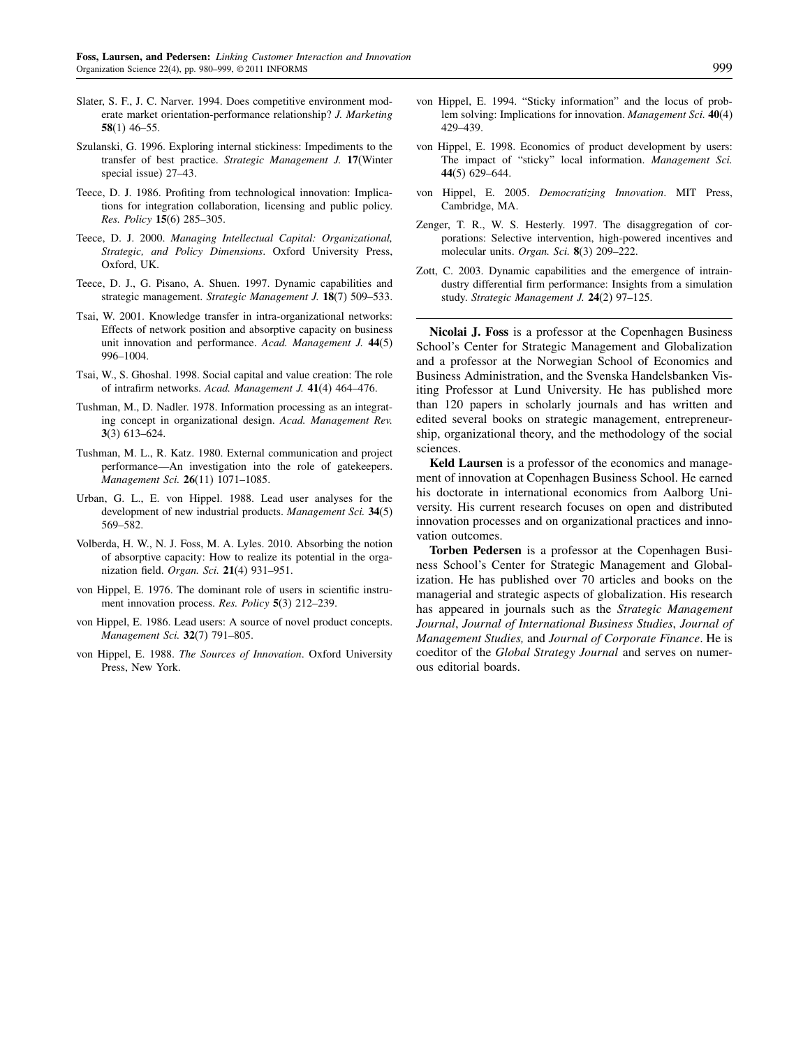Slater, S. F., J. C. Narver. 1994. Does competitive environment moderate market orientation-performance relationship? *J. Marketing* **58**(1) 46–55.

Szulanski, G. 1996. Exploring internal stickiness: Impediments to the transfer of best practice. *Strategic Management J.* **17**(Winter special issue) 27–43.

Teece, D. J. 1986. Profiting from technological innovation: Implications for integration collaboration, licensing and public policy. *Res. Policy* **15**(6) 285–305.

Teece, D. J. 2000. *Managing Intellectual Capital: Organizational, Strategic, and Policy Dimensions*. Oxford University Press, Oxford, UK.

Teece, D. J., G. Pisano, A. Shuen. 1997. Dynamic capabilities and strategic management. *Strategic Management J.* **18**(7) 509–533.

Tsai, W. 2001. Knowledge transfer in intra-organizational networks: Effects of network position and absorptive capacity on business unit innovation and performance. *Acad. Management J.* **44**(5) 996–1004.

Tsai, W., S. Ghoshal. 1998. Social capital and value creation: The role of intrafirm networks. *Acad. Management J.* **41**(4) 464–476.

Tushman, M., D. Nadler. 1978. Information processing as an integrating concept in organizational design. *Acad. Management Rev.* **3**(3) 613–624.

Tushman, M. L., R. Katz. 1980. External communication and project performance—An investigation into the role of gatekeepers. *Management Sci.* **26**(11) 1071–1085.

Urban, G. L., E. von Hippel. 1988. Lead user analyses for the development of new industrial products. *Management Sci.* **34**(5) 569–582.

Volberda, H. W., N. J. Foss, M. A. Lyles. 2010. Absorbing the notion of absorptive capacity: How to realize its potential in the organization field. *Organ. Sci.* **21**(4) 931–951.

von Hippel, E. 1976. The dominant role of users in scientific instrument innovation process. *Res. Policy* **5**(3) 212–239.

von Hippel, E. 1986. Lead users: A source of novel product concepts. *Management Sci.* **32**(7) 791–805.

von Hippel, E. 1988. *The Sources of Innovation*. Oxford University Press, New York.

von Hippel, E. 1994. "Sticky information" and the locus of problem solving: Implications for innovation. *Management Sci.* **40**(4) 429–439.

von Hippel, E. 1998. Economics of product development by users: The impact of "sticky" local information. *Management Sci.* **44**(5) 629–644.

von Hippel, E. 2005. *Democratizing Innovation*. MIT Press, Cambridge, MA.

Zenger, T. R., W. S. Hesterly. 1997. The disaggregation of corporations: Selective intervention, high-powered incentives and molecular units. *Organ. Sci.* **8**(3) 209–222.

Zott, C. 2003. Dynamic capabilities and the emergence of intraindustry differential firm performance: Insights from a simulation study. *Strategic Management J.* **24**(2) 97–125.

---

**Nicolai J. Foss** is a professor at the Copenhagen Business School's Center for Strategic Management and Globalization and a professor at the Norwegian School of Economics and Business Administration, and the Svenska Handelsbanken Visiting Professor at Lund University. He has published more than 120 papers in scholarly journals and has written and edited several books on strategic management, entrepreneurship, organizational theory, and the methodology of the social sciences.

**Keld Laursen** is a professor of the economics and management of innovation at Copenhagen Business School. He earned his doctorate in international economics from Aalborg University. His current research focuses on open and distributed innovation processes and on organizational practices and innovation outcomes.

**Torben Pedersen** is a professor at the Copenhagen Business School's Center for Strategic Management and Globalization. He has published over 70 articles and books on the managerial and strategic aspects of globalization. His research has appeared in journals such as the *Strategic Management Journal*, *Journal of International Business Studies*, *Journal of Management Studies,* and *Journal of Corporate Finance*. He is coeditor of the *Global Strategy Journal* and serves on numerous editorial boards.